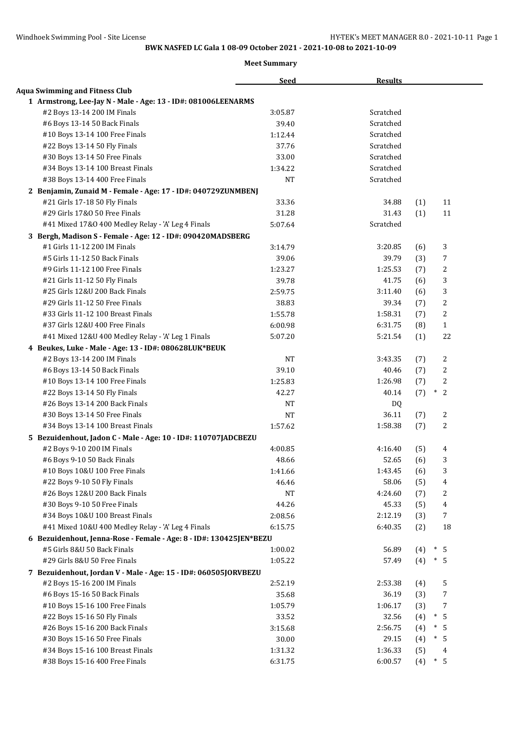**BWK NASFED LC Gala 1 08-09 October 2021 - 2021-10-08 to 2021-10-09**

**Meet Summary**

| | Seed | Results | | |
|---|---|---|---|---|
| **Aqua Swimming and Fitness Club** | | | | |
| **1 Armstrong, Lee-Jay N - Male - Age: 13 - ID#: 081006LEENARMS** | | | | |
| #2 Boys 13-14 200 IM Finals | 3:05.87 | Scratched | | |
| #6 Boys 13-14 50 Back Finals | 39.40 | Scratched | | |
| #10 Boys 13-14 100 Free Finals | 1:12.44 | Scratched | | |
| #22 Boys 13-14 50 Fly Finals | 37.76 | Scratched | | |
| #30 Boys 13-14 50 Free Finals | 33.00 | Scratched | | |
| #34 Boys 13-14 100 Breast Finals | 1:34.22 | Scratched | | |
| #38 Boys 13-14 400 Free Finals | NT | Scratched | | |
| **2 Benjamin, Zunaid M - Female - Age: 17 - ID#: 040729ZUNMBENJ** | | | | |
| #21 Girls 17-18 50 Fly Finals | 33.36 | 34.88 | (1) | 11 |
| #29 Girls 17&O 50 Free Finals | 31.28 | 31.43 | (1) | 11 |
| #41 Mixed 17&O 400 Medley Relay - 'A' Leg 4 Finals | 5:07.64 | Scratched | | |
| **3 Bergh, Madison S - Female - Age: 12 - ID#: 090420MADSBERG** | | | | |
| #1 Girls 11-12 200 IM Finals | 3:14.79 | 3:20.85 | (6) | 3 |
| #5 Girls 11-12 50 Back Finals | 39.06 | 39.79 | (3) | 7 |
| #9 Girls 11-12 100 Free Finals | 1:23.27 | 1:25.53 | (7) | 2 |
| #21 Girls 11-12 50 Fly Finals | 39.78 | 41.75 | (6) | 3 |
| #25 Girls 12&U 200 Back Finals | 2:59.75 | 3:11.40 | (6) | 3 |
| #29 Girls 11-12 50 Free Finals | 38.83 | 39.34 | (7) | 2 |
| #33 Girls 11-12 100 Breast Finals | 1:55.78 | 1:58.31 | (7) | 2 |
| #37 Girls 12&U 400 Free Finals | 6:00.98 | 6:31.75 | (8) | 1 |
| #41 Mixed 12&U 400 Medley Relay - 'A' Leg 1 Finals | 5:07.20 | 5:21.54 | (1) | 22 |
| **4 Beukes, Luke - Male - Age: 13 - ID#: 080628LUK*BEUK** | | | | |
| #2 Boys 13-14 200 IM Finals | NT | 3:43.35 | (7) | 2 |
| #6 Boys 13-14 50 Back Finals | 39.10 | 40.46 | (7) | 2 |
| #10 Boys 13-14 100 Free Finals | 1:25.83 | 1:26.98 | (7) | 2 |
| #22 Boys 13-14 50 Fly Finals | 42.27 | 40.14 | (7) | * 2 |
| #26 Boys 13-14 200 Back Finals | NT | DQ | | |
| #30 Boys 13-14 50 Free Finals | NT | 36.11 | (7) | 2 |
| #34 Boys 13-14 100 Breast Finals | 1:57.62 | 1:58.38 | (7) | 2 |
| **5 Bezuidenhout, Jadon C - Male - Age: 10 - ID#: 110707JADCBEZU** | | | | |
| #2 Boys 9-10 200 IM Finals | 4:00.85 | 4:16.40 | (5) | 4 |
| #6 Boys 9-10 50 Back Finals | 48.66 | 52.65 | (6) | 3 |
| #10 Boys 10&U 100 Free Finals | 1:41.66 | 1:43.45 | (6) | 3 |
| #22 Boys 9-10 50 Fly Finals | 46.46 | 58.06 | (5) | 4 |
| #26 Boys 12&U 200 Back Finals | NT | 4:24.60 | (7) | 2 |
| #30 Boys 9-10 50 Free Finals | 44.26 | 45.33 | (5) | 4 |
| #34 Boys 10&U 100 Breast Finals | 2:08.56 | 2:12.19 | (3) | 7 |
| #41 Mixed 10&U 400 Medley Relay - 'A' Leg 4 Finals | 6:15.75 | 6:40.35 | (2) | 18 |
| **6 Bezuidenhout, Jenna-Rose - Female - Age: 8 - ID#: 130425JEN*BEZU** | | | | |
| #5 Girls 8&U 50 Back Finals | 1:00.02 | 56.89 | (4) | * 5 |
| #29 Girls 8&U 50 Free Finals | 1:05.22 | 57.49 | (4) | * 5 |
| **7 Bezuidenhout, Jordan V - Male - Age: 15 - ID#: 060505JORVBEZU** | | | | |
| #2 Boys 15-16 200 IM Finals | 2:52.19 | 2:53.38 | (4) | 5 |
| #6 Boys 15-16 50 Back Finals | 35.68 | 36.19 | (3) | 7 |
| #10 Boys 15-16 100 Free Finals | 1:05.79 | 1:06.17 | (3) | 7 |
| #22 Boys 15-16 50 Fly Finals | 33.52 | 32.56 | (4) | * 5 |
| #26 Boys 15-16 200 Back Finals | 3:15.68 | 2:56.75 | (4) | * 5 |
| #30 Boys 15-16 50 Free Finals | 30.00 | 29.15 | (4) | * 5 |
| #34 Boys 15-16 100 Breast Finals | 1:31.32 | 1:36.33 | (5) | 4 |
| #38 Boys 15-16 400 Free Finals | 6:31.75 | 6:00.57 | (4) | * 5 |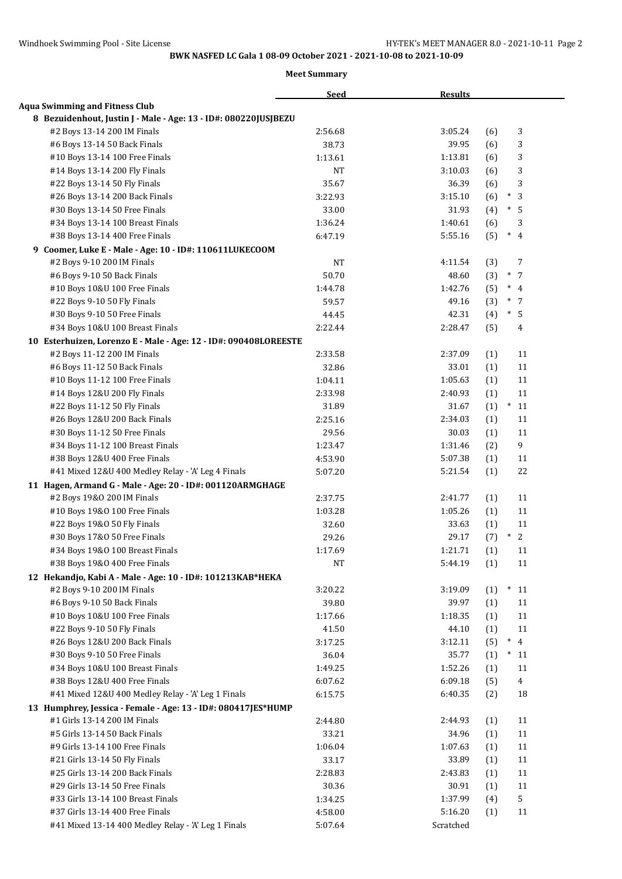**BWK NASFED LC Gala 1 08-09 October 2021 - 2021-10-08 to 2021-10-09**

**Meet Summary**

| | Seed | Results | | |
|---|---|---|---|---|
| **Aqua Swimming and Fitness Club** | | | | |
| **8 Bezuidenhout, Justin J - Male - Age: 13 - ID#: 080220JUSJBEZU** | | | | |
| #2 Boys 13-14 200 IM Finals | 2:56.68 | 3:05.24 | (6) | 3 |
| #6 Boys 13-14 50 Back Finals | 38.73 | 39.95 | (6) | 3 |
| #10 Boys 13-14 100 Free Finals | 1:13.61 | 1:13.81 | (6) | 3 |
| #14 Boys 13-14 200 Fly Finals | NT | 3:10.03 | (6) | 3 |
| #22 Boys 13-14 50 Fly Finals | 35.67 | 36.39 | (6) | 3 |
| #26 Boys 13-14 200 Back Finals | 3:22.93 | 3:15.10 | (6) | * 3 |
| #30 Boys 13-14 50 Free Finals | 33.00 | 31.93 | (4) | * 5 |
| #34 Boys 13-14 100 Breast Finals | 1:36.24 | 1:40.61 | (6) | 3 |
| #38 Boys 13-14 400 Free Finals | 6:47.19 | 5:55.16 | (5) | * 4 |
| **9 Coomer, Luke E - Male - Age: 10 - ID#: 110611LUKECOOM** | | | | |
| #2 Boys 9-10 200 IM Finals | NT | 4:11.54 | (3) | 7 |
| #6 Boys 9-10 50 Back Finals | 50.70 | 48.60 | (3) | * 7 |
| #10 Boys 10&U 100 Free Finals | 1:44.78 | 1:42.76 | (5) | * 4 |
| #22 Boys 9-10 50 Fly Finals | 59.57 | 49.16 | (3) | * 7 |
| #30 Boys 9-10 50 Free Finals | 44.45 | 42.31 | (4) | * 5 |
| #34 Boys 10&U 100 Breast Finals | 2:22.44 | 2:28.47 | (5) | 4 |
| **10 Esterhuizen, Lorenzo E - Male - Age: 12 - ID#: 090408LOREESTE** | | | | |
| #2 Boys 11-12 200 IM Finals | 2:33.58 | 2:37.09 | (1) | 11 |
| #6 Boys 11-12 50 Back Finals | 32.86 | 33.01 | (1) | 11 |
| #10 Boys 11-12 100 Free Finals | 1:04.11 | 1:05.63 | (1) | 11 |
| #14 Boys 12&U 200 Fly Finals | 2:33.98 | 2:40.93 | (1) | 11 |
| #22 Boys 11-12 50 Fly Finals | 31.89 | 31.67 | (1) | * 11 |
| #26 Boys 12&U 200 Back Finals | 2:25.16 | 2:34.03 | (1) | 11 |
| #30 Boys 11-12 50 Free Finals | 29.56 | 30.03 | (1) | 11 |
| #34 Boys 11-12 100 Breast Finals | 1:23.47 | 1:31.46 | (2) | 9 |
| #38 Boys 12&U 400 Free Finals | 4:53.90 | 5:07.38 | (1) | 11 |
| #41 Mixed 12&U 400 Medley Relay - 'A' Leg 4 Finals | 5:07.20 | 5:21.54 | (1) | 22 |
| **11 Hagen, Armand G - Male - Age: 20 - ID#: 001120ARMGHAGE** | | | | |
| #2 Boys 19&O 200 IM Finals | 2:37.75 | 2:41.77 | (1) | 11 |
| #10 Boys 19&O 100 Free Finals | 1:03.28 | 1:05.26 | (1) | 11 |
| #22 Boys 19&O 50 Fly Finals | 32.60 | 33.63 | (1) | 11 |
| #30 Boys 17&O 50 Free Finals | 29.26 | 29.17 | (7) | * 2 |
| #34 Boys 19&O 100 Breast Finals | 1:17.69 | 1:21.71 | (1) | 11 |
| #38 Boys 19&O 400 Free Finals | NT | 5:44.19 | (1) | 11 |
| **12 Hekandjo, Kabi A - Male - Age: 10 - ID#: 101213KAB*HEKA** | | | | |
| #2 Boys 9-10 200 IM Finals | 3:20.22 | 3:19.09 | (1) | * 11 |
| #6 Boys 9-10 50 Back Finals | 39.80 | 39.97 | (1) | 11 |
| #10 Boys 10&U 100 Free Finals | 1:17.66 | 1:18.35 | (1) | 11 |
| #22 Boys 9-10 50 Fly Finals | 41.50 | 44.10 | (1) | 11 |
| #26 Boys 12&U 200 Back Finals | 3:17.25 | 3:12.11 | (5) | * 4 |
| #30 Boys 9-10 50 Free Finals | 36.04 | 35.77 | (1) | * 11 |
| #34 Boys 10&U 100 Breast Finals | 1:49.25 | 1:52.26 | (1) | 11 |
| #38 Boys 12&U 400 Free Finals | 6:07.62 | 6:09.18 | (5) | 4 |
| #41 Mixed 12&U 400 Medley Relay - 'A' Leg 1 Finals | 6:15.75 | 6:40.35 | (2) | 18 |
| **13 Humphrey, Jessica - Female - Age: 13 - ID#: 080417JES*HUMP** | | | | |
| #1 Girls 13-14 200 IM Finals | 2:44.80 | 2:44.93 | (1) | 11 |
| #5 Girls 13-14 50 Back Finals | 33.21 | 34.96 | (1) | 11 |
| #9 Girls 13-14 100 Free Finals | 1:06.04 | 1:07.63 | (1) | 11 |
| #21 Girls 13-14 50 Fly Finals | 33.17 | 33.89 | (1) | 11 |
| #25 Girls 13-14 200 Back Finals | 2:28.83 | 2:43.83 | (1) | 11 |
| #29 Girls 13-14 50 Free Finals | 30.36 | 30.91 | (1) | 11 |
| #33 Girls 13-14 100 Breast Finals | 1:34.25 | 1:37.99 | (4) | 5 |
| #37 Girls 13-14 400 Free Finals | 4:58.00 | 5:16.20 | (1) | 11 |
| #41 Mixed 13-14 400 Medley Relay - 'A' Leg 1 Finals | 5:07.64 | Scratched | | |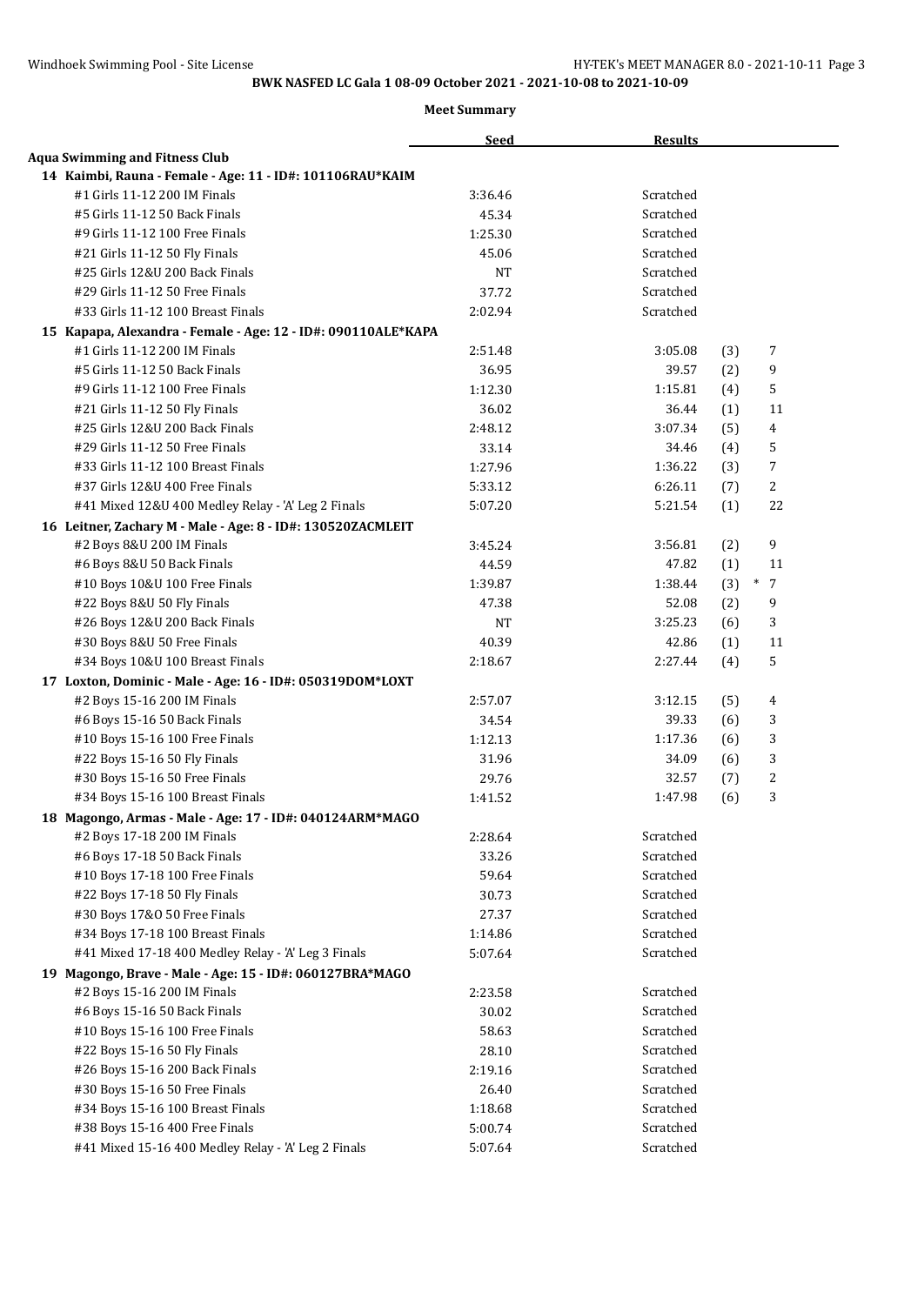BWK NASFED LC Gala 1 08-09 October 2021 - 2021-10-08 to 2021-10-09

**Meet Summary**

| | Seed | Results | | |
|---|---|---|---|---|
| **Aqua Swimming and Fitness Club** | | | | |
| **14 Kaimbi, Rauna - Female - Age: 11 - ID#: 101106RAU*KAIM** | | | | |
| #1 Girls 11-12 200 IM Finals | 3:36.46 | Scratched | | |
| #5 Girls 11-12 50 Back Finals | 45.34 | Scratched | | |
| #9 Girls 11-12 100 Free Finals | 1:25.30 | Scratched | | |
| #21 Girls 11-12 50 Fly Finals | 45.06 | Scratched | | |
| #25 Girls 12&U 200 Back Finals | NT | Scratched | | |
| #29 Girls 11-12 50 Free Finals | 37.72 | Scratched | | |
| #33 Girls 11-12 100 Breast Finals | 2:02.94 | Scratched | | |
| **15 Kapapa, Alexandra - Female - Age: 12 - ID#: 090110ALE*KAPA** | | | | |
| #1 Girls 11-12 200 IM Finals | 2:51.48 | 3:05.08 | (3) | 7 |
| #5 Girls 11-12 50 Back Finals | 36.95 | 39.57 | (2) | 9 |
| #9 Girls 11-12 100 Free Finals | 1:12.30 | 1:15.81 | (4) | 5 |
| #21 Girls 11-12 50 Fly Finals | 36.02 | 36.44 | (1) | 11 |
| #25 Girls 12&U 200 Back Finals | 2:48.12 | 3:07.34 | (5) | 4 |
| #29 Girls 11-12 50 Free Finals | 33.14 | 34.46 | (4) | 5 |
| #33 Girls 11-12 100 Breast Finals | 1:27.96 | 1:36.22 | (3) | 7 |
| #37 Girls 12&U 400 Free Finals | 5:33.12 | 6:26.11 | (7) | 2 |
| #41 Mixed 12&U 400 Medley Relay - 'A' Leg 2 Finals | 5:07.20 | 5:21.54 | (1) | 22 |
| **16 Leitner, Zachary M - Male - Age: 8 - ID#: 130520ZACMLEIT** | | | | |
| #2 Boys 8&U 200 IM Finals | 3:45.24 | 3:56.81 | (2) | 9 |
| #6 Boys 8&U 50 Back Finals | 44.59 | 47.82 | (1) | 11 |
| #10 Boys 10&U 100 Free Finals | 1:39.87 | 1:38.44 | (3) | * 7 |
| #22 Boys 8&U 50 Fly Finals | 47.38 | 52.08 | (2) | 9 |
| #26 Boys 12&U 200 Back Finals | NT | 3:25.23 | (6) | 3 |
| #30 Boys 8&U 50 Free Finals | 40.39 | 42.86 | (1) | 11 |
| #34 Boys 10&U 100 Breast Finals | 2:18.67 | 2:27.44 | (4) | 5 |
| **17 Loxton, Dominic - Male - Age: 16 - ID#: 050319DOM*LOXT** | | | | |
| #2 Boys 15-16 200 IM Finals | 2:57.07 | 3:12.15 | (5) | 4 |
| #6 Boys 15-16 50 Back Finals | 34.54 | 39.33 | (6) | 3 |
| #10 Boys 15-16 100 Free Finals | 1:12.13 | 1:17.36 | (6) | 3 |
| #22 Boys 15-16 50 Fly Finals | 31.96 | 34.09 | (6) | 3 |
| #30 Boys 15-16 50 Free Finals | 29.76 | 32.57 | (7) | 2 |
| #34 Boys 15-16 100 Breast Finals | 1:41.52 | 1:47.98 | (6) | 3 |
| **18 Magongo, Armas - Male - Age: 17 - ID#: 040124ARM*MAGO** | | | | |
| #2 Boys 17-18 200 IM Finals | 2:28.64 | Scratched | | |
| #6 Boys 17-18 50 Back Finals | 33.26 | Scratched | | |
| #10 Boys 17-18 100 Free Finals | 59.64 | Scratched | | |
| #22 Boys 17-18 50 Fly Finals | 30.73 | Scratched | | |
| #30 Boys 17&O 50 Free Finals | 27.37 | Scratched | | |
| #34 Boys 17-18 100 Breast Finals | 1:14.86 | Scratched | | |
| #41 Mixed 17-18 400 Medley Relay - 'A' Leg 3 Finals | 5:07.64 | Scratched | | |
| **19 Magongo, Brave - Male - Age: 15 - ID#: 060127BRA*MAGO** | | | | |
| #2 Boys 15-16 200 IM Finals | 2:23.58 | Scratched | | |
| #6 Boys 15-16 50 Back Finals | 30.02 | Scratched | | |
| #10 Boys 15-16 100 Free Finals | 58.63 | Scratched | | |
| #22 Boys 15-16 50 Fly Finals | 28.10 | Scratched | | |
| #26 Boys 15-16 200 Back Finals | 2:19.16 | Scratched | | |
| #30 Boys 15-16 50 Free Finals | 26.40 | Scratched | | |
| #34 Boys 15-16 100 Breast Finals | 1:18.68 | Scratched | | |
| #38 Boys 15-16 400 Free Finals | 5:00.74 | Scratched | | |
| #41 Mixed 15-16 400 Medley Relay - 'A' Leg 2 Finals | 5:07.64 | Scratched | | |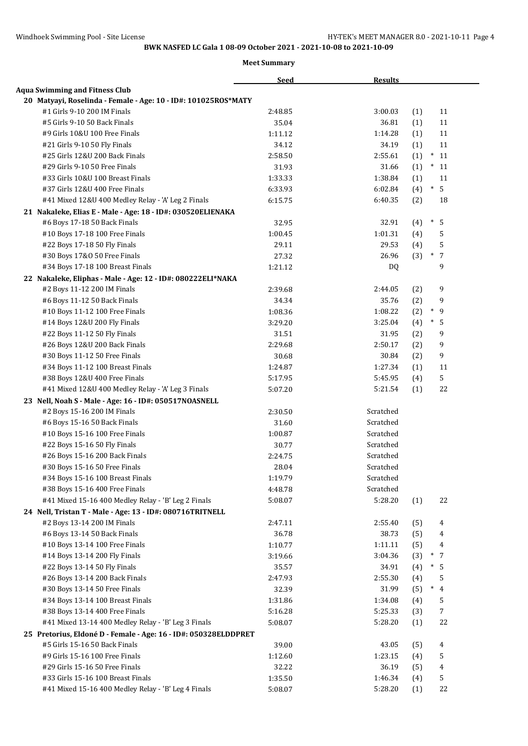**BWK NASFED LC Gala 1 08-09 October 2021 - 2021-10-08 to 2021-10-09**

**Meet Summary**

| | Seed | Results | | |
|---|---|---|---|---|
| **Aqua Swimming and Fitness Club** | | | | |
| **20 Matyayi, Roselinda - Female - Age: 10 - ID#: 101025ROS*MATY** | | | | |
| #1 Girls 9-10 200 IM Finals | 2:48.85 | 3:00.03 | (1) | 11 |
| #5 Girls 9-10 50 Back Finals | 35.04 | 36.81 | (1) | 11 |
| #9 Girls 10&U 100 Free Finals | 1:11.12 | 1:14.28 | (1) | 11 |
| #21 Girls 9-10 50 Fly Finals | 34.12 | 34.19 | (1) | 11 |
| #25 Girls 12&U 200 Back Finals | 2:58.50 | 2:55.61 | (1) | * 11 |
| #29 Girls 9-10 50 Free Finals | 31.93 | 31.66 | (1) | * 11 |
| #33 Girls 10&U 100 Breast Finals | 1:33.33 | 1:38.84 | (1) | 11 |
| #37 Girls 12&U 400 Free Finals | 6:33.93 | 6:02.84 | (4) | * 5 |
| #41 Mixed 12&U 400 Medley Relay - 'A' Leg 2 Finals | 6:15.75 | 6:40.35 | (2) | 18 |
| **21 Nakaleke, Elias E - Male - Age: 18 - ID#: 030520ELIENAKA** | | | | |
| #6 Boys 17-18 50 Back Finals | 32.95 | 32.91 | (4) | * 5 |
| #10 Boys 17-18 100 Free Finals | 1:00.45 | 1:01.31 | (4) | 5 |
| #22 Boys 17-18 50 Fly Finals | 29.11 | 29.53 | (4) | 5 |
| #30 Boys 17&O 50 Free Finals | 27.32 | 26.96 | (3) | * 7 |
| #34 Boys 17-18 100 Breast Finals | 1:21.12 | DQ | | 9 |
| **22 Nakaleke, Eliphas - Male - Age: 12 - ID#: 080222ELI*NAKA** | | | | |
| #2 Boys 11-12 200 IM Finals | 2:39.68 | 2:44.05 | (2) | 9 |
| #6 Boys 11-12 50 Back Finals | 34.34 | 35.76 | (2) | 9 |
| #10 Boys 11-12 100 Free Finals | 1:08.36 | 1:08.22 | (2) | * 9 |
| #14 Boys 12&U 200 Fly Finals | 3:29.20 | 3:25.04 | (4) | * 5 |
| #22 Boys 11-12 50 Fly Finals | 31.51 | 31.95 | (2) | 9 |
| #26 Boys 12&U 200 Back Finals | 2:29.68 | 2:50.17 | (2) | 9 |
| #30 Boys 11-12 50 Free Finals | 30.68 | 30.84 | (2) | 9 |
| #34 Boys 11-12 100 Breast Finals | 1:24.87 | 1:27.34 | (1) | 11 |
| #38 Boys 12&U 400 Free Finals | 5:17.95 | 5:45.95 | (4) | 5 |
| #41 Mixed 12&U 400 Medley Relay - 'A' Leg 3 Finals | 5:07.20 | 5:21.54 | (1) | 22 |
| **23 Nell, Noah S - Male - Age: 16 - ID#: 050517NOASNELL** | | | | |
| #2 Boys 15-16 200 IM Finals | 2:30.50 | Scratched | | |
| #6 Boys 15-16 50 Back Finals | 31.60 | Scratched | | |
| #10 Boys 15-16 100 Free Finals | 1:00.87 | Scratched | | |
| #22 Boys 15-16 50 Fly Finals | 30.77 | Scratched | | |
| #26 Boys 15-16 200 Back Finals | 2:24.75 | Scratched | | |
| #30 Boys 15-16 50 Free Finals | 28.04 | Scratched | | |
| #34 Boys 15-16 100 Breast Finals | 1:19.79 | Scratched | | |
| #38 Boys 15-16 400 Free Finals | 4:48.78 | Scratched | | |
| #41 Mixed 15-16 400 Medley Relay - 'B' Leg 2 Finals | 5:08.07 | 5:28.20 | (1) | 22 |
| **24 Nell, Tristan T - Male - Age: 13 - ID#: 080716TRITNELL** | | | | |
| #2 Boys 13-14 200 IM Finals | 2:47.11 | 2:55.40 | (5) | 4 |
| #6 Boys 13-14 50 Back Finals | 36.78 | 38.73 | (5) | 4 |
| #10 Boys 13-14 100 Free Finals | 1:10.77 | 1:11.11 | (5) | 4 |
| #14 Boys 13-14 200 Fly Finals | 3:19.66 | 3:04.36 | (3) | * 7 |
| #22 Boys 13-14 50 Fly Finals | 35.57 | 34.91 | (4) | * 5 |
| #26 Boys 13-14 200 Back Finals | 2:47.93 | 2:55.30 | (4) | 5 |
| #30 Boys 13-14 50 Free Finals | 32.39 | 31.99 | (5) | * 4 |
| #34 Boys 13-14 100 Breast Finals | 1:31.86 | 1:34.08 | (4) | 5 |
| #38 Boys 13-14 400 Free Finals | 5:16.28 | 5:25.33 | (3) | 7 |
| #41 Mixed 13-14 400 Medley Relay - 'B' Leg 3 Finals | 5:08.07 | 5:28.20 | (1) | 22 |
| **25 Pretorius, Eldoné D - Female - Age: 16 - ID#: 050328ELDDPRET** | | | | |
| #5 Girls 15-16 50 Back Finals | 39.00 | 43.05 | (5) | 4 |
| #9 Girls 15-16 100 Free Finals | 1:12.60 | 1:23.15 | (4) | 5 |
| #29 Girls 15-16 50 Free Finals | 32.22 | 36.19 | (5) | 4 |
| #33 Girls 15-16 100 Breast Finals | 1:35.50 | 1:46.34 | (4) | 5 |
| #41 Mixed 15-16 400 Medley Relay - 'B' Leg 4 Finals | 5:08.07 | 5:28.20 | (1) | 22 |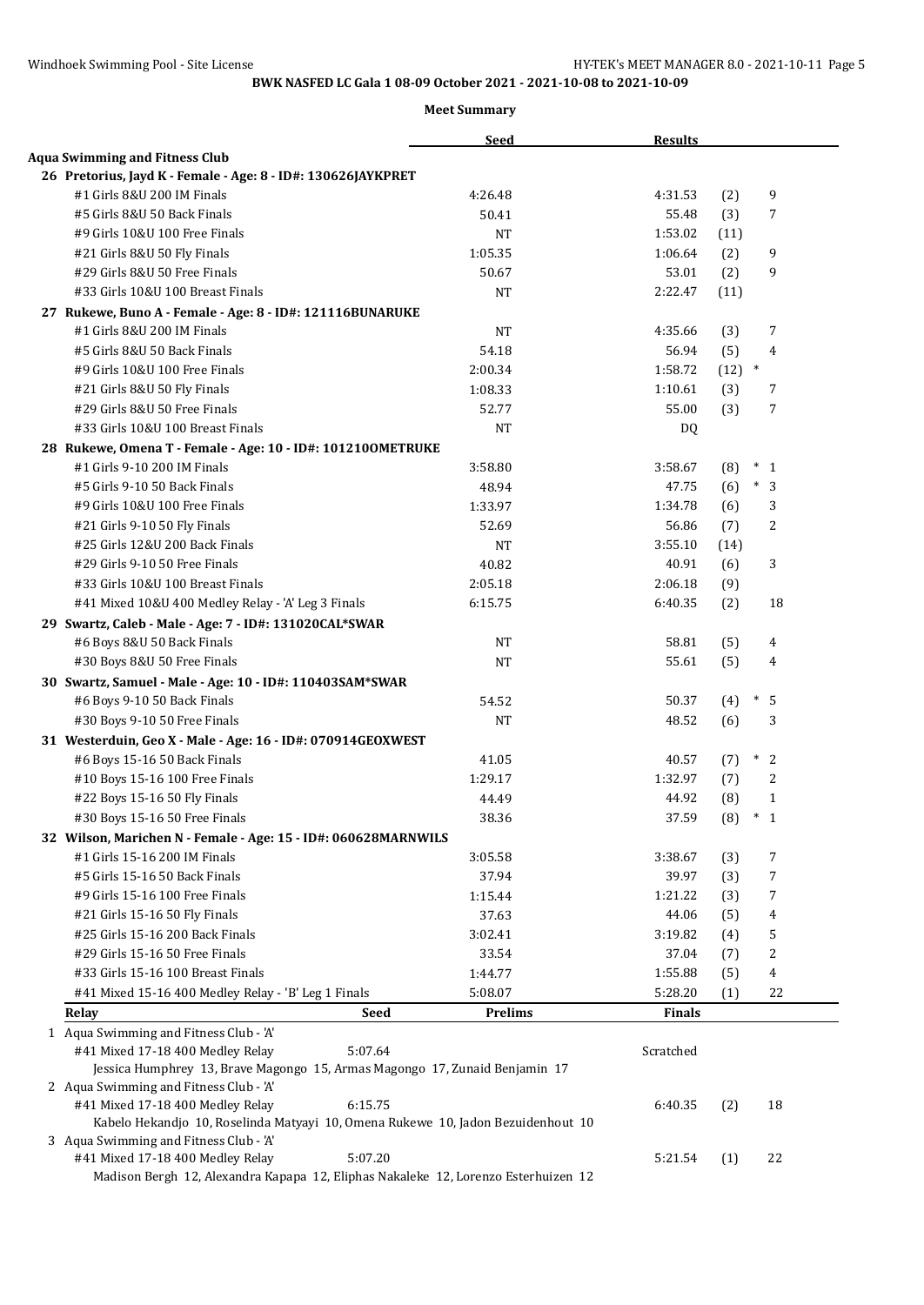# BWK NASFED LC Gala 1 08-09 October 2021 - 2021-10-08 to 2021-10-09

## Meet Summary

| | Seed | Results | | |
|---|---|---|---|---|
| **Aqua Swimming and Fitness Club** | | | | |
| **26 Pretorius, Jayd K - Female - Age: 8 - ID#: 130626JAYKPRET** | | | | |
| #1 Girls 8&U 200 IM Finals | 4:26.48 | 4:31.53 | (2) | 9 |
| #5 Girls 8&U 50 Back Finals | 50.41 | 55.48 | (3) | 7 |
| #9 Girls 10&U 100 Free Finals | NT | 1:53.02 | (11) | |
| #21 Girls 8&U 50 Fly Finals | 1:05.35 | 1:06.64 | (2) | 9 |
| #29 Girls 8&U 50 Free Finals | 50.67 | 53.01 | (2) | 9 |
| #33 Girls 10&U 100 Breast Finals | NT | 2:22.47 | (11) | |
| **27 Rukewe, Buno A - Female - Age: 8 - ID#: 121116BUNARUKE** | | | | |
| #1 Girls 8&U 200 IM Finals | NT | 4:35.66 | (3) | 7 |
| #5 Girls 8&U 50 Back Finals | 54.18 | 56.94 | (5) | 4 |
| #9 Girls 10&U 100 Free Finals | 2:00.34 | 1:58.72 | (12) * | |
| #21 Girls 8&U 50 Fly Finals | 1:08.33 | 1:10.61 | (3) | 7 |
| #29 Girls 8&U 50 Free Finals | 52.77 | 55.00 | (3) | 7 |
| #33 Girls 10&U 100 Breast Finals | NT | DQ | | |
| **28 Rukewe, Omena T - Female - Age: 10 - ID#: 101210OMETRUKE** | | | | |
| #1 Girls 9-10 200 IM Finals | 3:58.80 | 3:58.67 | (8) * | 1 |
| #5 Girls 9-10 50 Back Finals | 48.94 | 47.75 | (6) * | 3 |
| #9 Girls 10&U 100 Free Finals | 1:33.97 | 1:34.78 | (6) | 3 |
| #21 Girls 9-10 50 Fly Finals | 52.69 | 56.86 | (7) | 2 |
| #25 Girls 12&U 200 Back Finals | NT | 3:55.10 | (14) | |
| #29 Girls 9-10 50 Free Finals | 40.82 | 40.91 | (6) | 3 |
| #33 Girls 10&U 100 Breast Finals | 2:05.18 | 2:06.18 | (9) | |
| #41 Mixed 10&U 400 Medley Relay - 'A' Leg 3 Finals | 6:15.75 | 6:40.35 | (2) | 18 |
| **29 Swartz, Caleb - Male - Age: 7 - ID#: 131020CAL*SWAR** | | | | |
| #6 Boys 8&U 50 Back Finals | NT | 58.81 | (5) | 4 |
| #30 Boys 8&U 50 Free Finals | NT | 55.61 | (5) | 4 |
| **30 Swartz, Samuel - Male - Age: 10 - ID#: 110403SAM*SWAR** | | | | |
| #6 Boys 9-10 50 Back Finals | 54.52 | 50.37 | (4) * | 5 |
| #30 Boys 9-10 50 Free Finals | NT | 48.52 | (6) | 3 |
| **31 Westerduin, Geo X - Male - Age: 16 - ID#: 070914GEOXWEST** | | | | |
| #6 Boys 15-16 50 Back Finals | 41.05 | 40.57 | (7) * | 2 |
| #10 Boys 15-16 100 Free Finals | 1:29.17 | 1:32.97 | (7) | 2 |
| #22 Boys 15-16 50 Fly Finals | 44.49 | 44.92 | (8) | 1 |
| #30 Boys 15-16 50 Free Finals | 38.36 | 37.59 | (8) * | 1 |
| **32 Wilson, Marichen N - Female - Age: 15 - ID#: 060628MARNWILS** | | | | |
| #1 Girls 15-16 200 IM Finals | 3:05.58 | 3:38.67 | (3) | 7 |
| #5 Girls 15-16 50 Back Finals | 37.94 | 39.97 | (3) | 7 |
| #9 Girls 15-16 100 Free Finals | 1:15.44 | 1:21.22 | (3) | 7 |
| #21 Girls 15-16 50 Fly Finals | 37.63 | 44.06 | (5) | 4 |
| #25 Girls 15-16 200 Back Finals | 3:02.41 | 3:19.82 | (4) | 5 |
| #29 Girls 15-16 50 Free Finals | 33.54 | 37.04 | (7) | 2 |
| #33 Girls 15-16 100 Breast Finals | 1:44.77 | 1:55.88 | (5) | 4 |
| #41 Mixed 15-16 400 Medley Relay - 'B' Leg 1 Finals | 5:08.07 | 5:28.20 | (1) | 22 |

| Relay | Seed | Prelims | Finals | | |
|---|---|---|---|---|---|
| 1 Aqua Swimming and Fitness Club - 'A' | | | | | |
| #41 Mixed 17-18 400 Medley Relay | 5:07.64 | | Scratched | | |
| Jessica Humphrey 13, Brave Magongo 15, Armas Magongo 17, Zunaid Benjamin 17 | | | | | |
| 2 Aqua Swimming and Fitness Club - 'A' | | | | | |
| #41 Mixed 17-18 400 Medley Relay | 6:15.75 | | 6:40.35 | (2) | 18 |
| Kabelo Hekandjo 10, Roselinda Matyayi 10, Omena Rukewe 10, Jadon Bezuidenhout 10 | | | | | |
| 3 Aqua Swimming and Fitness Club - 'A' | | | | | |
| #41 Mixed 17-18 400 Medley Relay | 5:07.20 | | 5:21.54 | (1) | 22 |
| Madison Bergh 12, Alexandra Kapapa 12, Eliphas Nakaleke 12, Lorenzo Esterhuizen 12 | | | | | |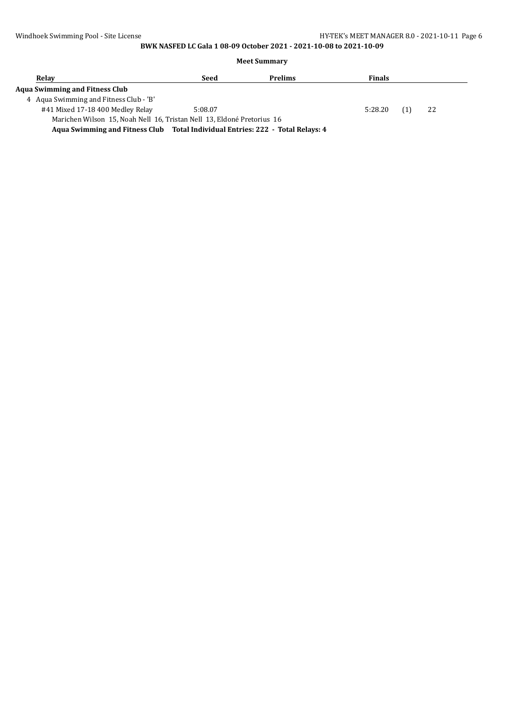BWK NASFED LC Gala 1 08-09 October 2021 - 2021-10-08 to 2021-10-09

**Meet Summary**

| Relay | Seed | Prelims | Finals | | |
|---|---|---|---|---|---|
| **Aqua Swimming and Fitness Club** | | | | | |
| 4 Aqua Swimming and Fitness Club - 'B' | | | | | |
| #41 Mixed 17-18 400 Medley Relay | 5:08.07 | | 5:28.20 | (1) | 22 |
| Marichen Wilson 15, Noah Nell 16, Tristan Nell 13, Eldoné Pretorius 16 | | | | | |

**Aqua Swimming and Fitness Club Total Individual Entries: 222 - Total Relays: 4**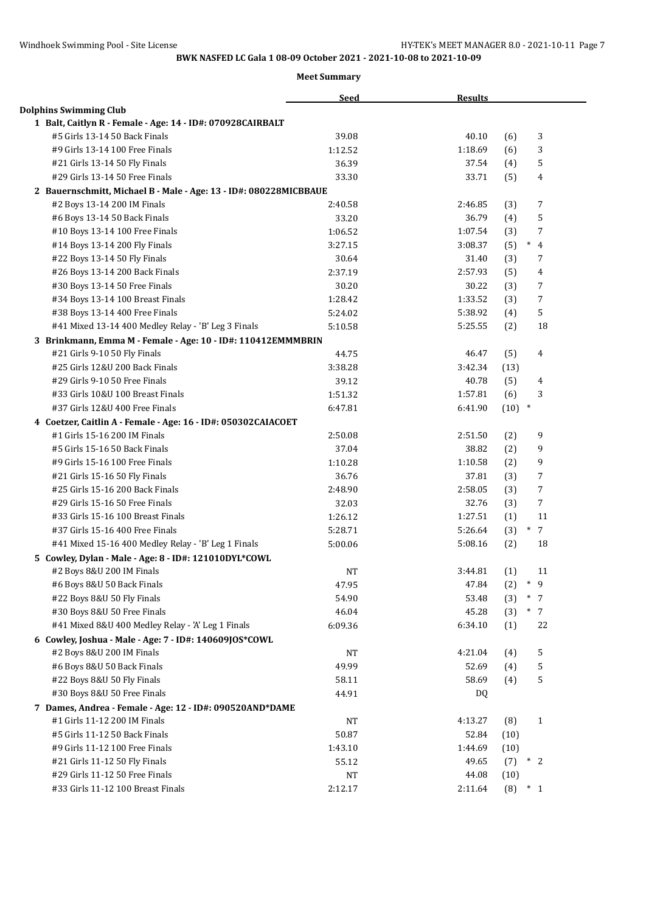**BWK NASFED LC Gala 1 08-09 October 2021 - 2021-10-08 to 2021-10-09**

**Meet Summary**

| | Seed | Results | | | |
|---|---|---|---|---|---|
| **Dolphins Swimming Club** | | | | | |
| **1 Balt, Caitlyn R - Female - Age: 14 - ID#: 070928CAIRBALT** | | | | | |
| #5 Girls 13-14 50 Back Finals | 39.08 | 40.10 | (6) | | 3 |
| #9 Girls 13-14 100 Free Finals | 1:12.52 | 1:18.69 | (6) | | 3 |
| #21 Girls 13-14 50 Fly Finals | 36.39 | 37.54 | (4) | | 5 |
| #29 Girls 13-14 50 Free Finals | 33.30 | 33.71 | (5) | | 4 |
| **2 Bauernschmitt, Michael B - Male - Age: 13 - ID#: 080228MICBBAUE** | | | | | |
| #2 Boys 13-14 200 IM Finals | 2:40.58 | 2:46.85 | (3) | | 7 |
| #6 Boys 13-14 50 Back Finals | 33.20 | 36.79 | (4) | | 5 |
| #10 Boys 13-14 100 Free Finals | 1:06.52 | 1:07.54 | (3) | | 7 |
| #14 Boys 13-14 200 Fly Finals | 3:27.15 | 3:08.37 | (5) | * | 4 |
| #22 Boys 13-14 50 Fly Finals | 30.64 | 31.40 | (3) | | 7 |
| #26 Boys 13-14 200 Back Finals | 2:37.19 | 2:57.93 | (5) | | 4 |
| #30 Boys 13-14 50 Free Finals | 30.20 | 30.22 | (3) | | 7 |
| #34 Boys 13-14 100 Breast Finals | 1:28.42 | 1:33.52 | (3) | | 7 |
| #38 Boys 13-14 400 Free Finals | 5:24.02 | 5:38.92 | (4) | | 5 |
| #41 Mixed 13-14 400 Medley Relay - 'B' Leg 3 Finals | 5:10.58 | 5:25.55 | (2) | | 18 |
| **3 Brinkmann, Emma M - Female - Age: 10 - ID#: 110412EMMMBRIN** | | | | | |
| #21 Girls 9-10 50 Fly Finals | 44.75 | 46.47 | (5) | | 4 |
| #25 Girls 12&U 200 Back Finals | 3:38.28 | 3:42.34 | (13) | | |
| #29 Girls 9-10 50 Free Finals | 39.12 | 40.78 | (5) | | 4 |
| #33 Girls 10&U 100 Breast Finals | 1:51.32 | 1:57.81 | (6) | | 3 |
| #37 Girls 12&U 400 Free Finals | 6:47.81 | 6:41.90 | (10) | * | |
| **4 Coetzer, Caitlin A - Female - Age: 16 - ID#: 050302CAIACOET** | | | | | |
| #1 Girls 15-16 200 IM Finals | 2:50.08 | 2:51.50 | (2) | | 9 |
| #5 Girls 15-16 50 Back Finals | 37.04 | 38.82 | (2) | | 9 |
| #9 Girls 15-16 100 Free Finals | 1:10.28 | 1:10.58 | (2) | | 9 |
| #21 Girls 15-16 50 Fly Finals | 36.76 | 37.81 | (3) | | 7 |
| #25 Girls 15-16 200 Back Finals | 2:48.90 | 2:58.05 | (3) | | 7 |
| #29 Girls 15-16 50 Free Finals | 32.03 | 32.76 | (3) | | 7 |
| #33 Girls 15-16 100 Breast Finals | 1:26.12 | 1:27.51 | (1) | | 11 |
| #37 Girls 15-16 400 Free Finals | 5:28.71 | 5:26.64 | (3) | * | 7 |
| #41 Mixed 15-16 400 Medley Relay - 'B' Leg 1 Finals | 5:00.06 | 5:08.16 | (2) | | 18 |
| **5 Cowley, Dylan - Male - Age: 8 - ID#: 121010DYL*COWL** | | | | | |
| #2 Boys 8&U 200 IM Finals | NT | 3:44.81 | (1) | | 11 |
| #6 Boys 8&U 50 Back Finals | 47.95 | 47.84 | (2) | * | 9 |
| #22 Boys 8&U 50 Fly Finals | 54.90 | 53.48 | (3) | * | 7 |
| #30 Boys 8&U 50 Free Finals | 46.04 | 45.28 | (3) | * | 7 |
| #41 Mixed 8&U 400 Medley Relay - 'A' Leg 1 Finals | 6:09.36 | 6:34.10 | (1) | | 22 |
| **6 Cowley, Joshua - Male - Age: 7 - ID#: 140609JOS*COWL** | | | | | |
| #2 Boys 8&U 200 IM Finals | NT | 4:21.04 | (4) | | 5 |
| #6 Boys 8&U 50 Back Finals | 49.99 | 52.69 | (4) | | 5 |
| #22 Boys 8&U 50 Fly Finals | 58.11 | 58.69 | (4) | | 5 |
| #30 Boys 8&U 50 Free Finals | 44.91 | DQ | | | |
| **7 Dames, Andrea - Female - Age: 12 - ID#: 090520AND*DAME** | | | | | |
| #1 Girls 11-12 200 IM Finals | NT | 4:13.27 | (8) | | 1 |
| #5 Girls 11-12 50 Back Finals | 50.87 | 52.84 | (10) | | |
| #9 Girls 11-12 100 Free Finals | 1:43.10 | 1:44.69 | (10) | | |
| #21 Girls 11-12 50 Fly Finals | 55.12 | 49.65 | (7) | * | 2 |
| #29 Girls 11-12 50 Free Finals | NT | 44.08 | (10) | | |
| #33 Girls 11-12 100 Breast Finals | 2:12.17 | 2:11.64 | (8) | * | 1 |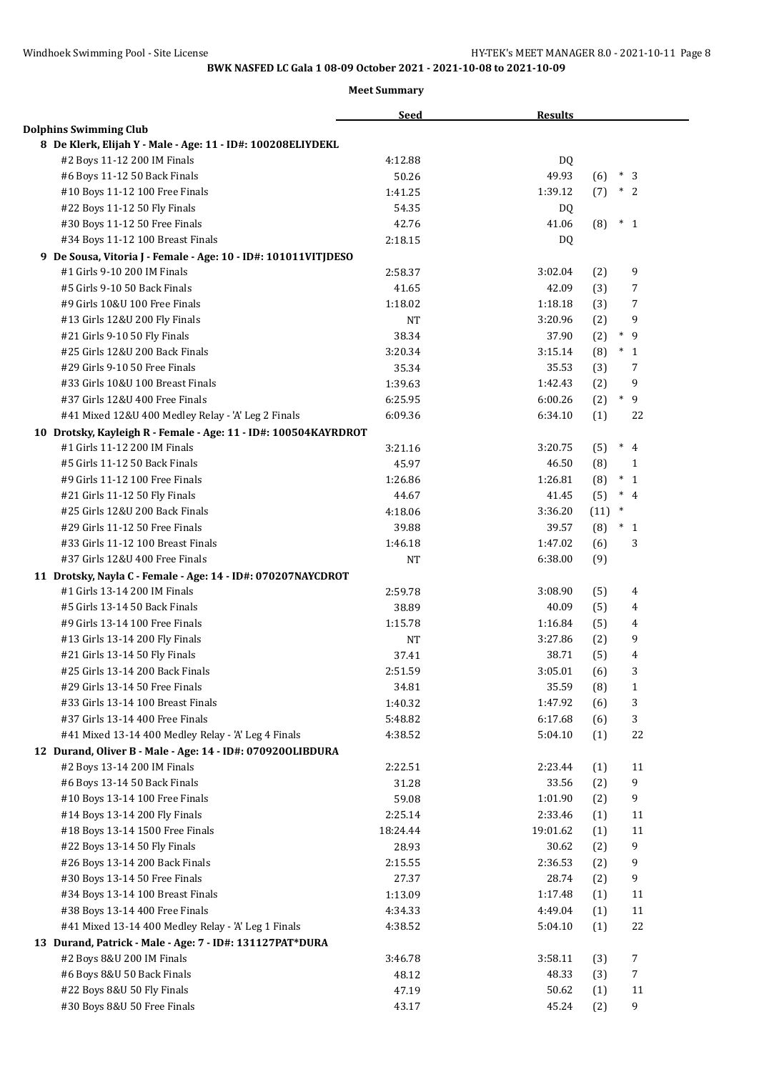BWK NASFED LC Gala 1 08-09 October 2021 - 2021-10-08 to 2021-10-09

**Meet Summary**

| | Seed | Results | | |
|---|---|---|---|---|
| **Dolphins Swimming Club** | | | | |
| **8 De Klerk, Elijah Y - Male - Age: 11 - ID#: 100208ELIYDEKL** | | | | |
| #2 Boys 11-12 200 IM Finals | 4:12.88 | DQ | | |
| #6 Boys 11-12 50 Back Finals | 50.26 | 49.93 | (6) | * 3 |
| #10 Boys 11-12 100 Free Finals | 1:41.25 | 1:39.12 | (7) | * 2 |
| #22 Boys 11-12 50 Fly Finals | 54.35 | DQ | | |
| #30 Boys 11-12 50 Free Finals | 42.76 | 41.06 | (8) | * 1 |
| #34 Boys 11-12 100 Breast Finals | 2:18.15 | DQ | | |
| **9 De Sousa, Vitoria J - Female - Age: 10 - ID#: 101011VITJDESO** | | | | |
| #1 Girls 9-10 200 IM Finals | 2:58.37 | 3:02.04 | (2) | 9 |
| #5 Girls 9-10 50 Back Finals | 41.65 | 42.09 | (3) | 7 |
| #9 Girls 10&U 100 Free Finals | 1:18.02 | 1:18.18 | (3) | 7 |
| #13 Girls 12&U 200 Fly Finals | NT | 3:20.96 | (2) | 9 |
| #21 Girls 9-10 50 Fly Finals | 38.34 | 37.90 | (2) | * 9 |
| #25 Girls 12&U 200 Back Finals | 3:20.34 | 3:15.14 | (8) | * 1 |
| #29 Girls 9-10 50 Free Finals | 35.34 | 35.53 | (3) | 7 |
| #33 Girls 10&U 100 Breast Finals | 1:39.63 | 1:42.43 | (2) | 9 |
| #37 Girls 12&U 400 Free Finals | 6:25.95 | 6:00.26 | (2) | * 9 |
| #41 Mixed 12&U 400 Medley Relay - 'A' Leg 2 Finals | 6:09.36 | 6:34.10 | (1) | 22 |
| **10 Drotsky, Kayleigh R - Female - Age: 11 - ID#: 100504KAYRDROT** | | | | |
| #1 Girls 11-12 200 IM Finals | 3:21.16 | 3:20.75 | (5) | * 4 |
| #5 Girls 11-12 50 Back Finals | 45.97 | 46.50 | (8) | 1 |
| #9 Girls 11-12 100 Free Finals | 1:26.86 | 1:26.81 | (8) | * 1 |
| #21 Girls 11-12 50 Fly Finals | 44.67 | 41.45 | (5) | * 4 |
| #25 Girls 12&U 200 Back Finals | 4:18.06 | 3:36.20 | (11) | * |
| #29 Girls 11-12 50 Free Finals | 39.88 | 39.57 | (8) | * 1 |
| #33 Girls 11-12 100 Breast Finals | 1:46.18 | 1:47.02 | (6) | 3 |
| #37 Girls 12&U 400 Free Finals | NT | 6:38.00 | (9) | |
| **11 Drotsky, Nayla C - Female - Age: 14 - ID#: 070207NAYCDROT** | | | | |
| #1 Girls 13-14 200 IM Finals | 2:59.78 | 3:08.90 | (5) | 4 |
| #5 Girls 13-14 50 Back Finals | 38.89 | 40.09 | (5) | 4 |
| #9 Girls 13-14 100 Free Finals | 1:15.78 | 1:16.84 | (5) | 4 |
| #13 Girls 13-14 200 Fly Finals | NT | 3:27.86 | (2) | 9 |
| #21 Girls 13-14 50 Fly Finals | 37.41 | 38.71 | (5) | 4 |
| #25 Girls 13-14 200 Back Finals | 2:51.59 | 3:05.01 | (6) | 3 |
| #29 Girls 13-14 50 Free Finals | 34.81 | 35.59 | (8) | 1 |
| #33 Girls 13-14 100 Breast Finals | 1:40.32 | 1:47.92 | (6) | 3 |
| #37 Girls 13-14 400 Free Finals | 5:48.82 | 6:17.68 | (6) | 3 |
| #41 Mixed 13-14 400 Medley Relay - 'A' Leg 4 Finals | 4:38.52 | 5:04.10 | (1) | 22 |
| **12 Durand, Oliver B - Male - Age: 14 - ID#: 070920OLIBDURA** | | | | |
| #2 Boys 13-14 200 IM Finals | 2:22.51 | 2:23.44 | (1) | 11 |
| #6 Boys 13-14 50 Back Finals | 31.28 | 33.56 | (2) | 9 |
| #10 Boys 13-14 100 Free Finals | 59.08 | 1:01.90 | (2) | 9 |
| #14 Boys 13-14 200 Fly Finals | 2:25.14 | 2:33.46 | (1) | 11 |
| #18 Boys 13-14 1500 Free Finals | 18:24.44 | 19:01.62 | (1) | 11 |
| #22 Boys 13-14 50 Fly Finals | 28.93 | 30.62 | (2) | 9 |
| #26 Boys 13-14 200 Back Finals | 2:15.55 | 2:36.53 | (2) | 9 |
| #30 Boys 13-14 50 Free Finals | 27.37 | 28.74 | (2) | 9 |
| #34 Boys 13-14 100 Breast Finals | 1:13.09 | 1:17.48 | (1) | 11 |
| #38 Boys 13-14 400 Free Finals | 4:34.33 | 4:49.04 | (1) | 11 |
| #41 Mixed 13-14 400 Medley Relay - 'A' Leg 1 Finals | 4:38.52 | 5:04.10 | (1) | 22 |
| **13 Durand, Patrick - Male - Age: 7 - ID#: 131127PAT*DURA** | | | | |
| #2 Boys 8&U 200 IM Finals | 3:46.78 | 3:58.11 | (3) | 7 |
| #6 Boys 8&U 50 Back Finals | 48.12 | 48.33 | (3) | 7 |
| #22 Boys 8&U 50 Fly Finals | 47.19 | 50.62 | (1) | 11 |
| #30 Boys 8&U 50 Free Finals | 43.17 | 45.24 | (2) | 9 |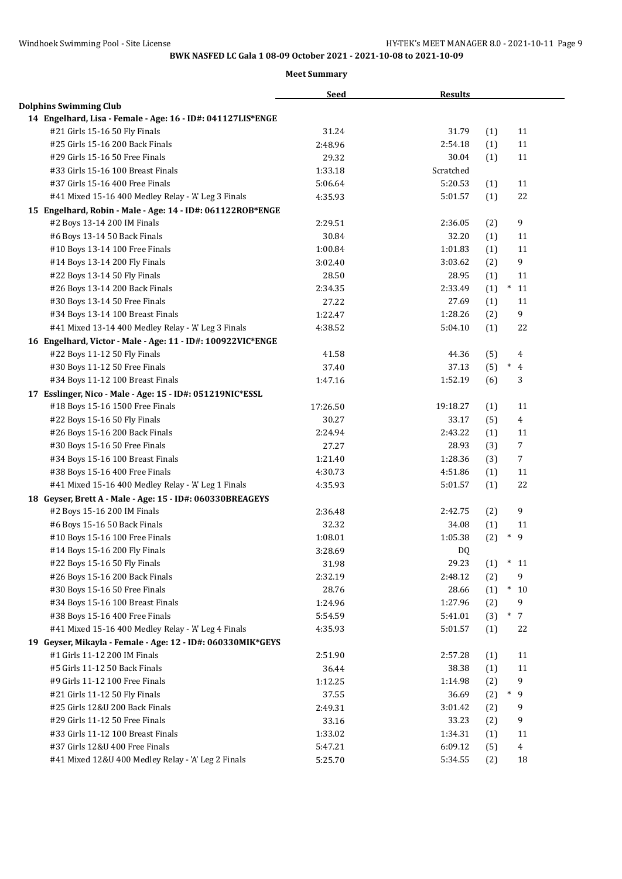**BWK NASFED LC Gala 1 08-09 October 2021 - 2021-10-08 to 2021-10-09**

**Meet Summary**

| | Seed | Results | | |
|---|---|---|---|---|
| **Dolphins Swimming Club** | | | | |
| **14 Engelhard, Lisa - Female - Age: 16 - ID#: 041127LIS*ENGE** | | | | |
| #21 Girls 15-16 50 Fly Finals | 31.24 | 31.79 | (1) | 11 |
| #25 Girls 15-16 200 Back Finals | 2:48.96 | 2:54.18 | (1) | 11 |
| #29 Girls 15-16 50 Free Finals | 29.32 | 30.04 | (1) | 11 |
| #33 Girls 15-16 100 Breast Finals | 1:33.18 | Scratched | | |
| #37 Girls 15-16 400 Free Finals | 5:06.64 | 5:20.53 | (1) | 11 |
| #41 Mixed 15-16 400 Medley Relay - 'A' Leg 3 Finals | 4:35.93 | 5:01.57 | (1) | 22 |
| **15 Engelhard, Robin - Male - Age: 14 - ID#: 061122ROB*ENGE** | | | | |
| #2 Boys 13-14 200 IM Finals | 2:29.51 | 2:36.05 | (2) | 9 |
| #6 Boys 13-14 50 Back Finals | 30.84 | 32.20 | (1) | 11 |
| #10 Boys 13-14 100 Free Finals | 1:00.84 | 1:01.83 | (1) | 11 |
| #14 Boys 13-14 200 Fly Finals | 3:02.40 | 3:03.62 | (2) | 9 |
| #22 Boys 13-14 50 Fly Finals | 28.50 | 28.95 | (1) | 11 |
| #26 Boys 13-14 200 Back Finals | 2:34.35 | 2:33.49 | (1) | * 11 |
| #30 Boys 13-14 50 Free Finals | 27.22 | 27.69 | (1) | 11 |
| #34 Boys 13-14 100 Breast Finals | 1:22.47 | 1:28.26 | (2) | 9 |
| #41 Mixed 13-14 400 Medley Relay - 'A' Leg 3 Finals | 4:38.52 | 5:04.10 | (1) | 22 |
| **16 Engelhard, Victor - Male - Age: 11 - ID#: 100922VIC*ENGE** | | | | |
| #22 Boys 11-12 50 Fly Finals | 41.58 | 44.36 | (5) | 4 |
| #30 Boys 11-12 50 Free Finals | 37.40 | 37.13 | (5) | * 4 |
| #34 Boys 11-12 100 Breast Finals | 1:47.16 | 1:52.19 | (6) | 3 |
| **17 Esslinger, Nico - Male - Age: 15 - ID#: 051219NIC*ESSL** | | | | |
| #18 Boys 15-16 1500 Free Finals | 17:26.50 | 19:18.27 | (1) | 11 |
| #22 Boys 15-16 50 Fly Finals | 30.27 | 33.17 | (5) | 4 |
| #26 Boys 15-16 200 Back Finals | 2:24.94 | 2:43.22 | (1) | 11 |
| #30 Boys 15-16 50 Free Finals | 27.27 | 28.93 | (3) | 7 |
| #34 Boys 15-16 100 Breast Finals | 1:21.40 | 1:28.36 | (3) | 7 |
| #38 Boys 15-16 400 Free Finals | 4:30.73 | 4:51.86 | (1) | 11 |
| #41 Mixed 15-16 400 Medley Relay - 'A' Leg 1 Finals | 4:35.93 | 5:01.57 | (1) | 22 |
| **18 Geyser, Brett A - Male - Age: 15 - ID#: 060330BREAGEYS** | | | | |
| #2 Boys 15-16 200 IM Finals | 2:36.48 | 2:42.75 | (2) | 9 |
| #6 Boys 15-16 50 Back Finals | 32.32 | 34.08 | (1) | 11 |
| #10 Boys 15-16 100 Free Finals | 1:08.01 | 1:05.38 | (2) | * 9 |
| #14 Boys 15-16 200 Fly Finals | 3:28.69 | DQ | | |
| #22 Boys 15-16 50 Fly Finals | 31.98 | 29.23 | (1) | * 11 |
| #26 Boys 15-16 200 Back Finals | 2:32.19 | 2:48.12 | (2) | 9 |
| #30 Boys 15-16 50 Free Finals | 28.76 | 28.66 | (1) | * 10 |
| #34 Boys 15-16 100 Breast Finals | 1:24.96 | 1:27.96 | (2) | 9 |
| #38 Boys 15-16 400 Free Finals | 5:54.59 | 5:41.01 | (3) | * 7 |
| #41 Mixed 15-16 400 Medley Relay - 'A' Leg 4 Finals | 4:35.93 | 5:01.57 | (1) | 22 |
| **19 Geyser, Mikayla - Female - Age: 12 - ID#: 060330MIK*GEYS** | | | | |
| #1 Girls 11-12 200 IM Finals | 2:51.90 | 2:57.28 | (1) | 11 |
| #5 Girls 11-12 50 Back Finals | 36.44 | 38.38 | (1) | 11 |
| #9 Girls 11-12 100 Free Finals | 1:12.25 | 1:14.98 | (2) | 9 |
| #21 Girls 11-12 50 Fly Finals | 37.55 | 36.69 | (2) | * 9 |
| #25 Girls 12&U 200 Back Finals | 2:49.31 | 3:01.42 | (2) | 9 |
| #29 Girls 11-12 50 Free Finals | 33.16 | 33.23 | (2) | 9 |
| #33 Girls 11-12 100 Breast Finals | 1:33.02 | 1:34.31 | (1) | 11 |
| #37 Girls 12&U 400 Free Finals | 5:47.21 | 6:09.12 | (5) | 4 |
| #41 Mixed 12&U 400 Medley Relay - 'A' Leg 2 Finals | 5:25.70 | 5:34.55 | (2) | 18 |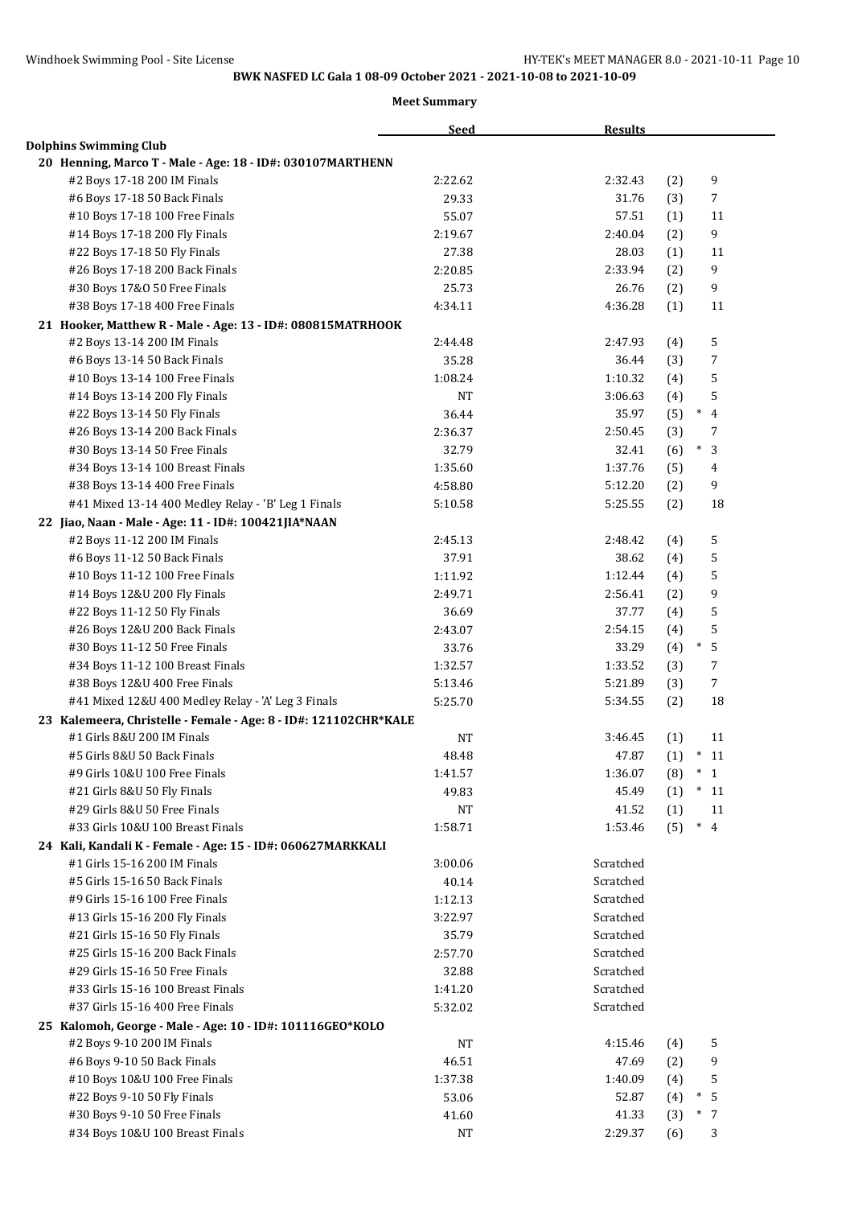**BWK NASFED LC Gala 1 08-09 October 2021 - 2021-10-08 to 2021-10-09**

**Meet Summary**

| | Seed | Results | | |
|---|---|---|---|---|
| **Dolphins Swimming Club** | | | | |
| **20 Henning, Marco T - Male - Age: 18 - ID#: 030107MARTHENN** | | | | |
| #2 Boys 17-18 200 IM Finals | 2:22.62 | 2:32.43 | (2) | 9 |
| #6 Boys 17-18 50 Back Finals | 29.33 | 31.76 | (3) | 7 |
| #10 Boys 17-18 100 Free Finals | 55.07 | 57.51 | (1) | 11 |
| #14 Boys 17-18 200 Fly Finals | 2:19.67 | 2:40.04 | (2) | 9 |
| #22 Boys 17-18 50 Fly Finals | 27.38 | 28.03 | (1) | 11 |
| #26 Boys 17-18 200 Back Finals | 2:20.85 | 2:33.94 | (2) | 9 |
| #30 Boys 17&O 50 Free Finals | 25.73 | 26.76 | (2) | 9 |
| #38 Boys 17-18 400 Free Finals | 4:34.11 | 4:36.28 | (1) | 11 |
| **21 Hooker, Matthew R - Male - Age: 13 - ID#: 080815MATRHOOK** | | | | |
| #2 Boys 13-14 200 IM Finals | 2:44.48 | 2:47.93 | (4) | 5 |
| #6 Boys 13-14 50 Back Finals | 35.28 | 36.44 | (3) | 7 |
| #10 Boys 13-14 100 Free Finals | 1:08.24 | 1:10.32 | (4) | 5 |
| #14 Boys 13-14 200 Fly Finals | NT | 3:06.63 | (4) | 5 |
| #22 Boys 13-14 50 Fly Finals | 36.44 | 35.97 | (5) | * 4 |
| #26 Boys 13-14 200 Back Finals | 2:36.37 | 2:50.45 | (3) | 7 |
| #30 Boys 13-14 50 Free Finals | 32.79 | 32.41 | (6) | * 3 |
| #34 Boys 13-14 100 Breast Finals | 1:35.60 | 1:37.76 | (5) | 4 |
| #38 Boys 13-14 400 Free Finals | 4:58.80 | 5:12.20 | (2) | 9 |
| #41 Mixed 13-14 400 Medley Relay - 'B' Leg 1 Finals | 5:10.58 | 5:25.55 | (2) | 18 |
| **22 Jiao, Naan - Male - Age: 11 - ID#: 100421JIA*NAAN** | | | | |
| #2 Boys 11-12 200 IM Finals | 2:45.13 | 2:48.42 | (4) | 5 |
| #6 Boys 11-12 50 Back Finals | 37.91 | 38.62 | (4) | 5 |
| #10 Boys 11-12 100 Free Finals | 1:11.92 | 1:12.44 | (4) | 5 |
| #14 Boys 12&U 200 Fly Finals | 2:49.71 | 2:56.41 | (2) | 9 |
| #22 Boys 11-12 50 Fly Finals | 36.69 | 37.77 | (4) | 5 |
| #26 Boys 12&U 200 Back Finals | 2:43.07 | 2:54.15 | (4) | 5 |
| #30 Boys 11-12 50 Free Finals | 33.76 | 33.29 | (4) | * 5 |
| #34 Boys 11-12 100 Breast Finals | 1:32.57 | 1:33.52 | (3) | 7 |
| #38 Boys 12&U 400 Free Finals | 5:13.46 | 5:21.89 | (3) | 7 |
| #41 Mixed 12&U 400 Medley Relay - 'A' Leg 3 Finals | 5:25.70 | 5:34.55 | (2) | 18 |
| **23 Kalemeera, Christelle - Female - Age: 8 - ID#: 121102CHR*KALE** | | | | |
| #1 Girls 8&U 200 IM Finals | NT | 3:46.45 | (1) | 11 |
| #5 Girls 8&U 50 Back Finals | 48.48 | 47.87 | (1) | * 11 |
| #9 Girls 10&U 100 Free Finals | 1:41.57 | 1:36.07 | (8) | * 1 |
| #21 Girls 8&U 50 Fly Finals | 49.83 | 45.49 | (1) | * 11 |
| #29 Girls 8&U 50 Free Finals | NT | 41.52 | (1) | 11 |
| #33 Girls 10&U 100 Breast Finals | 1:58.71 | 1:53.46 | (5) | * 4 |
| **24 Kali, Kandali K - Female - Age: 15 - ID#: 060627MARKKALI** | | | | |
| #1 Girls 15-16 200 IM Finals | 3:00.06 | Scratched | | |
| #5 Girls 15-16 50 Back Finals | 40.14 | Scratched | | |
| #9 Girls 15-16 100 Free Finals | 1:12.13 | Scratched | | |
| #13 Girls 15-16 200 Fly Finals | 3:22.97 | Scratched | | |
| #21 Girls 15-16 50 Fly Finals | 35.79 | Scratched | | |
| #25 Girls 15-16 200 Back Finals | 2:57.70 | Scratched | | |
| #29 Girls 15-16 50 Free Finals | 32.88 | Scratched | | |
| #33 Girls 15-16 100 Breast Finals | 1:41.20 | Scratched | | |
| #37 Girls 15-16 400 Free Finals | 5:32.02 | Scratched | | |
| **25 Kalomoh, George - Male - Age: 10 - ID#: 101116GEO*KOLO** | | | | |
| #2 Boys 9-10 200 IM Finals | NT | 4:15.46 | (4) | 5 |
| #6 Boys 9-10 50 Back Finals | 46.51 | 47.69 | (2) | 9 |
| #10 Boys 10&U 100 Free Finals | 1:37.38 | 1:40.09 | (4) | 5 |
| #22 Boys 9-10 50 Fly Finals | 53.06 | 52.87 | (4) | * 5 |
| #30 Boys 9-10 50 Free Finals | 41.60 | 41.33 | (3) | * 7 |
| #34 Boys 10&U 100 Breast Finals | NT | 2:29.37 | (6) | 3 |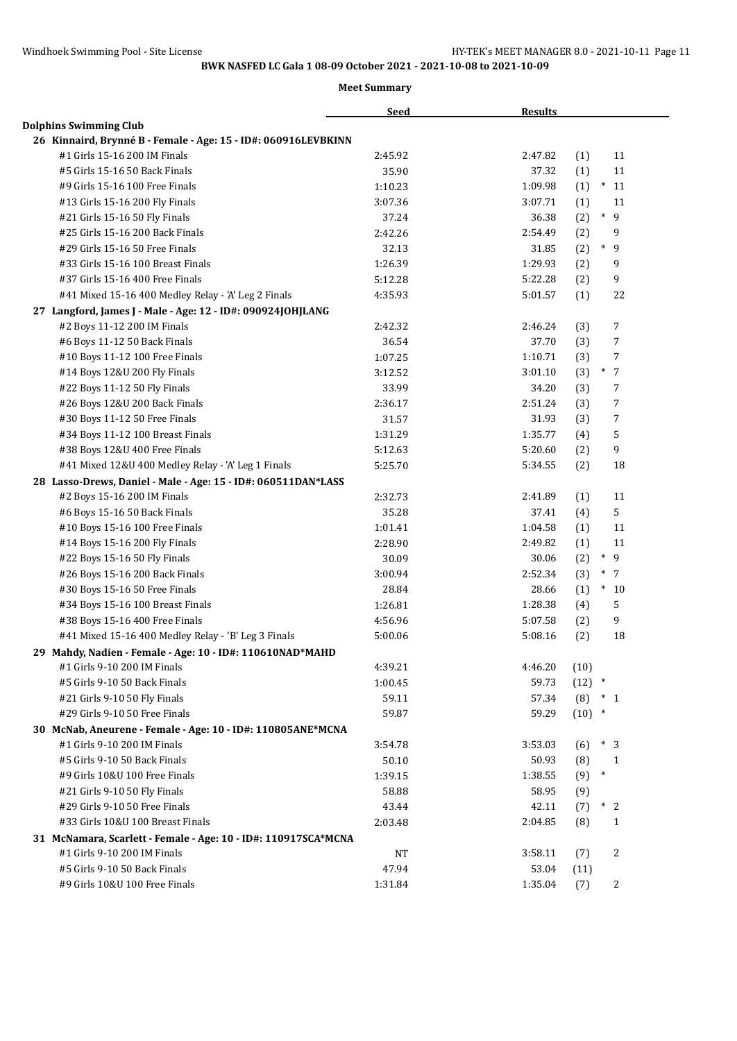BWK NASFED LC Gala 1 08-09 October 2021 - 2021-10-08 to 2021-10-09

**Meet Summary**

| | Seed | Results | | |
|---|---|---|---|---|
| **Dolphins Swimming Club** | | | | |
| **26 Kinnaird, Brynné B - Female - Age: 15 - ID#: 060916LEVBKINN** | | | | |
| #1 Girls 15-16 200 IM Finals | 2:45.92 | 2:47.82 | (1) | 11 |
| #5 Girls 15-16 50 Back Finals | 35.90 | 37.32 | (1) | 11 |
| #9 Girls 15-16 100 Free Finals | 1:10.23 | 1:09.98 | (1) | * 11 |
| #13 Girls 15-16 200 Fly Finals | 3:07.36 | 3:07.71 | (1) | 11 |
| #21 Girls 15-16 50 Fly Finals | 37.24 | 36.38 | (2) | * 9 |
| #25 Girls 15-16 200 Back Finals | 2:42.26 | 2:54.49 | (2) | 9 |
| #29 Girls 15-16 50 Free Finals | 32.13 | 31.85 | (2) | * 9 |
| #33 Girls 15-16 100 Breast Finals | 1:26.39 | 1:29.93 | (2) | 9 |
| #37 Girls 15-16 400 Free Finals | 5:12.28 | 5:22.28 | (2) | 9 |
| #41 Mixed 15-16 400 Medley Relay - 'A' Leg 2 Finals | 4:35.93 | 5:01.57 | (1) | 22 |
| **27 Langford, James J - Male - Age: 12 - ID#: 090924JOHJLANG** | | | | |
| #2 Boys 11-12 200 IM Finals | 2:42.32 | 2:46.24 | (3) | 7 |
| #6 Boys 11-12 50 Back Finals | 36.54 | 37.70 | (3) | 7 |
| #10 Boys 11-12 100 Free Finals | 1:07.25 | 1:10.71 | (3) | 7 |
| #14 Boys 12&U 200 Fly Finals | 3:12.52 | 3:01.10 | (3) | * 7 |
| #22 Boys 11-12 50 Fly Finals | 33.99 | 34.20 | (3) | 7 |
| #26 Boys 12&U 200 Back Finals | 2:36.17 | 2:51.24 | (3) | 7 |
| #30 Boys 11-12 50 Free Finals | 31.57 | 31.93 | (3) | 7 |
| #34 Boys 11-12 100 Breast Finals | 1:31.29 | 1:35.77 | (4) | 5 |
| #38 Boys 12&U 400 Free Finals | 5:12.63 | 5:20.60 | (2) | 9 |
| #41 Mixed 12&U 400 Medley Relay - 'A' Leg 1 Finals | 5:25.70 | 5:34.55 | (2) | 18 |
| **28 Lasso-Drews, Daniel - Male - Age: 15 - ID#: 060511DAN*LASS** | | | | |
| #2 Boys 15-16 200 IM Finals | 2:32.73 | 2:41.89 | (1) | 11 |
| #6 Boys 15-16 50 Back Finals | 35.28 | 37.41 | (4) | 5 |
| #10 Boys 15-16 100 Free Finals | 1:01.41 | 1:04.58 | (1) | 11 |
| #14 Boys 15-16 200 Fly Finals | 2:28.90 | 2:49.82 | (1) | 11 |
| #22 Boys 15-16 50 Fly Finals | 30.09 | 30.06 | (2) | * 9 |
| #26 Boys 15-16 200 Back Finals | 3:00.94 | 2:52.34 | (3) | * 7 |
| #30 Boys 15-16 50 Free Finals | 28.84 | 28.66 | (1) | * 10 |
| #34 Boys 15-16 100 Breast Finals | 1:26.81 | 1:28.38 | (4) | 5 |
| #38 Boys 15-16 400 Free Finals | 4:56.96 | 5:07.58 | (2) | 9 |
| #41 Mixed 15-16 400 Medley Relay - 'B' Leg 3 Finals | 5:00.06 | 5:08.16 | (2) | 18 |
| **29 Mahdy, Nadien - Female - Age: 10 - ID#: 110610NAD*MAHD** | | | | |
| #1 Girls 9-10 200 IM Finals | 4:39.21 | 4:46.20 | (10) | |
| #5 Girls 9-10 50 Back Finals | 1:00.45 | 59.73 | (12) | * |
| #21 Girls 9-10 50 Fly Finals | 59.11 | 57.34 | (8) | * 1 |
| #29 Girls 9-10 50 Free Finals | 59.87 | 59.29 | (10) | * |
| **30 McNab, Aneurene - Female - Age: 10 - ID#: 110805ANE*MCNA** | | | | |
| #1 Girls 9-10 200 IM Finals | 3:54.78 | 3:53.03 | (6) | * 3 |
| #5 Girls 9-10 50 Back Finals | 50.10 | 50.93 | (8) | 1 |
| #9 Girls 10&U 100 Free Finals | 1:39.15 | 1:38.55 | (9) | * |
| #21 Girls 9-10 50 Fly Finals | 58.88 | 58.95 | (9) | |
| #29 Girls 9-10 50 Free Finals | 43.44 | 42.11 | (7) | * 2 |
| #33 Girls 10&U 100 Breast Finals | 2:03.48 | 2:04.85 | (8) | 1 |
| **31 McNamara, Scarlett - Female - Age: 10 - ID#: 110917SCA*MCNA** | | | | |
| #1 Girls 9-10 200 IM Finals | NT | 3:58.11 | (7) | 2 |
| #5 Girls 9-10 50 Back Finals | 47.94 | 53.04 | (11) | |
| #9 Girls 10&U 100 Free Finals | 1:31.84 | 1:35.04 | (7) | 2 |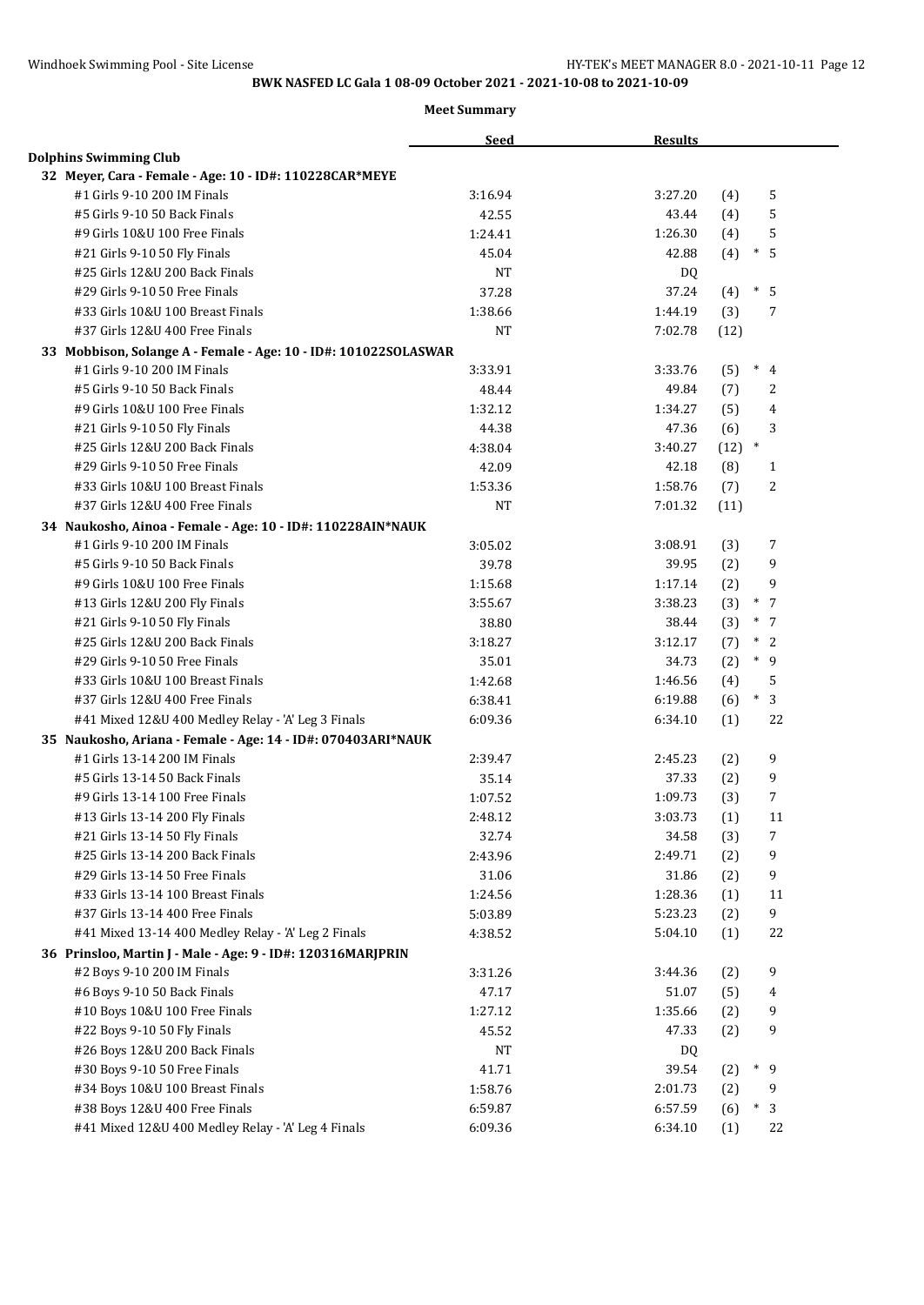BWK NASFED LC Gala 1 08-09 October 2021 - 2021-10-08 to 2021-10-09

**Meet Summary**

| | Seed | Results | | |
|---|---|---|---|---|
| **Dolphins Swimming Club** | | | | |
| **32 Meyer, Cara - Female - Age: 10 - ID#: 110228CAR*MEYE** | | | | |
| #1 Girls 9-10 200 IM Finals | 3:16.94 | 3:27.20 | (4) | 5 |
| #5 Girls 9-10 50 Back Finals | 42.55 | 43.44 | (4) | 5 |
| #9 Girls 10&U 100 Free Finals | 1:24.41 | 1:26.30 | (4) | 5 |
| #21 Girls 9-10 50 Fly Finals | 45.04 | 42.88 | (4) | * 5 |
| #25 Girls 12&U 200 Back Finals | NT | DQ | | |
| #29 Girls 9-10 50 Free Finals | 37.28 | 37.24 | (4) | * 5 |
| #33 Girls 10&U 100 Breast Finals | 1:38.66 | 1:44.19 | (3) | 7 |
| #37 Girls 12&U 400 Free Finals | NT | 7:02.78 | (12) | |
| **33 Mobbison, Solange A - Female - Age: 10 - ID#: 101022SOLASWAR** | | | | |
| #1 Girls 9-10 200 IM Finals | 3:33.91 | 3:33.76 | (5) | * 4 |
| #5 Girls 9-10 50 Back Finals | 48.44 | 49.84 | (7) | 2 |
| #9 Girls 10&U 100 Free Finals | 1:32.12 | 1:34.27 | (5) | 4 |
| #21 Girls 9-10 50 Fly Finals | 44.38 | 47.36 | (6) | 3 |
| #25 Girls 12&U 200 Back Finals | 4:38.04 | 3:40.27 | (12) | * |
| #29 Girls 9-10 50 Free Finals | 42.09 | 42.18 | (8) | 1 |
| #33 Girls 10&U 100 Breast Finals | 1:53.36 | 1:58.76 | (7) | 2 |
| #37 Girls 12&U 400 Free Finals | NT | 7:01.32 | (11) | |
| **34 Naukosho, Ainoa - Female - Age: 10 - ID#: 110228AIN*NAUK** | | | | |
| #1 Girls 9-10 200 IM Finals | 3:05.02 | 3:08.91 | (3) | 7 |
| #5 Girls 9-10 50 Back Finals | 39.78 | 39.95 | (2) | 9 |
| #9 Girls 10&U 100 Free Finals | 1:15.68 | 1:17.14 | (2) | 9 |
| #13 Girls 12&U 200 Fly Finals | 3:55.67 | 3:38.23 | (3) | * 7 |
| #21 Girls 9-10 50 Fly Finals | 38.80 | 38.44 | (3) | * 7 |
| #25 Girls 12&U 200 Back Finals | 3:18.27 | 3:12.17 | (7) | * 2 |
| #29 Girls 9-10 50 Free Finals | 35.01 | 34.73 | (2) | * 9 |
| #33 Girls 10&U 100 Breast Finals | 1:42.68 | 1:46.56 | (4) | 5 |
| #37 Girls 12&U 400 Free Finals | 6:38.41 | 6:19.88 | (6) | * 3 |
| #41 Mixed 12&U 400 Medley Relay - 'A' Leg 3 Finals | 6:09.36 | 6:34.10 | (1) | 22 |
| **35 Naukosho, Ariana - Female - Age: 14 - ID#: 070403ARI*NAUK** | | | | |
| #1 Girls 13-14 200 IM Finals | 2:39.47 | 2:45.23 | (2) | 9 |
| #5 Girls 13-14 50 Back Finals | 35.14 | 37.33 | (2) | 9 |
| #9 Girls 13-14 100 Free Finals | 1:07.52 | 1:09.73 | (3) | 7 |
| #13 Girls 13-14 200 Fly Finals | 2:48.12 | 3:03.73 | (1) | 11 |
| #21 Girls 13-14 50 Fly Finals | 32.74 | 34.58 | (3) | 7 |
| #25 Girls 13-14 200 Back Finals | 2:43.96 | 2:49.71 | (2) | 9 |
| #29 Girls 13-14 50 Free Finals | 31.06 | 31.86 | (2) | 9 |
| #33 Girls 13-14 100 Breast Finals | 1:24.56 | 1:28.36 | (1) | 11 |
| #37 Girls 13-14 400 Free Finals | 5:03.89 | 5:23.23 | (2) | 9 |
| #41 Mixed 13-14 400 Medley Relay - 'A' Leg 2 Finals | 4:38.52 | 5:04.10 | (1) | 22 |
| **36 Prinsloo, Martin J - Male - Age: 9 - ID#: 120316MARJPRIN** | | | | |
| #2 Boys 9-10 200 IM Finals | 3:31.26 | 3:44.36 | (2) | 9 |
| #6 Boys 9-10 50 Back Finals | 47.17 | 51.07 | (5) | 4 |
| #10 Boys 10&U 100 Free Finals | 1:27.12 | 1:35.66 | (2) | 9 |
| #22 Boys 9-10 50 Fly Finals | 45.52 | 47.33 | (2) | 9 |
| #26 Boys 12&U 200 Back Finals | NT | DQ | | |
| #30 Boys 9-10 50 Free Finals | 41.71 | 39.54 | (2) | * 9 |
| #34 Boys 10&U 100 Breast Finals | 1:58.76 | 2:01.73 | (2) | 9 |
| #38 Boys 12&U 400 Free Finals | 6:59.87 | 6:57.59 | (6) | * 3 |
| #41 Mixed 12&U 400 Medley Relay - 'A' Leg 4 Finals | 6:09.36 | 6:34.10 | (1) | 22 |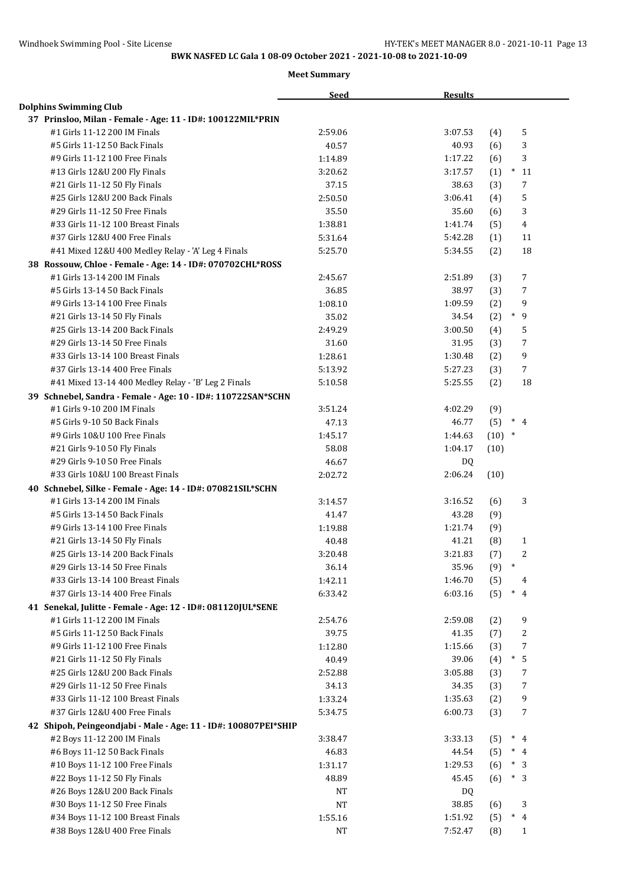BWK NASFED LC Gala 1 08-09 October 2021 - 2021-10-08 to 2021-10-09

**Meet Summary**

| | Seed | Results | | |
|---|---|---|---|---|
| **Dolphins Swimming Club** | | | | |
| **37 Prinsloo, Milan - Female - Age: 11 - ID#: 100122MIL*PRIN** | | | | |
| #1 Girls 11-12 200 IM Finals | 2:59.06 | 3:07.53 | (4) | 5 |
| #5 Girls 11-12 50 Back Finals | 40.57 | 40.93 | (6) | 3 |
| #9 Girls 11-12 100 Free Finals | 1:14.89 | 1:17.22 | (6) | 3 |
| #13 Girls 12&U 200 Fly Finals | 3:20.62 | 3:17.57 | (1) | * 11 |
| #21 Girls 11-12 50 Fly Finals | 37.15 | 38.63 | (3) | 7 |
| #25 Girls 12&U 200 Back Finals | 2:50.50 | 3:06.41 | (4) | 5 |
| #29 Girls 11-12 50 Free Finals | 35.50 | 35.60 | (6) | 3 |
| #33 Girls 11-12 100 Breast Finals | 1:38.81 | 1:41.74 | (5) | 4 |
| #37 Girls 12&U 400 Free Finals | 5:31.64 | 5:42.28 | (1) | 11 |
| #41 Mixed 12&U 400 Medley Relay - 'A' Leg 4 Finals | 5:25.70 | 5:34.55 | (2) | 18 |
| **38 Rossouw, Chloe - Female - Age: 14 - ID#: 070702CHL*ROSS** | | | | |
| #1 Girls 13-14 200 IM Finals | 2:45.67 | 2:51.89 | (3) | 7 |
| #5 Girls 13-14 50 Back Finals | 36.85 | 38.97 | (3) | 7 |
| #9 Girls 13-14 100 Free Finals | 1:08.10 | 1:09.59 | (2) | 9 |
| #21 Girls 13-14 50 Fly Finals | 35.02 | 34.54 | (2) | * 9 |
| #25 Girls 13-14 200 Back Finals | 2:49.29 | 3:00.50 | (4) | 5 |
| #29 Girls 13-14 50 Free Finals | 31.60 | 31.95 | (3) | 7 |
| #33 Girls 13-14 100 Breast Finals | 1:28.61 | 1:30.48 | (2) | 9 |
| #37 Girls 13-14 400 Free Finals | 5:13.92 | 5:27.23 | (3) | 7 |
| #41 Mixed 13-14 400 Medley Relay - 'B' Leg 2 Finals | 5:10.58 | 5:25.55 | (2) | 18 |
| **39 Schnebel, Sandra - Female - Age: 10 - ID#: 110722SAN*SCHN** | | | | |
| #1 Girls 9-10 200 IM Finals | 3:51.24 | 4:02.29 | (9) | |
| #5 Girls 9-10 50 Back Finals | 47.13 | 46.77 | (5) | * 4 |
| #9 Girls 10&U 100 Free Finals | 1:45.17 | 1:44.63 | (10) | * |
| #21 Girls 9-10 50 Fly Finals | 58.08 | 1:04.17 | (10) | |
| #29 Girls 9-10 50 Free Finals | 46.67 | DQ | | |
| #33 Girls 10&U 100 Breast Finals | 2:02.72 | 2:06.24 | (10) | |
| **40 Schnebel, Silke - Female - Age: 14 - ID#: 070821SIL*SCHN** | | | | |
| #1 Girls 13-14 200 IM Finals | 3:14.57 | 3:16.52 | (6) | 3 |
| #5 Girls 13-14 50 Back Finals | 41.47 | 43.28 | (9) | |
| #9 Girls 13-14 100 Free Finals | 1:19.88 | 1:21.74 | (9) | |
| #21 Girls 13-14 50 Fly Finals | 40.48 | 41.21 | (8) | 1 |
| #25 Girls 13-14 200 Back Finals | 3:20.48 | 3:21.83 | (7) | 2 |
| #29 Girls 13-14 50 Free Finals | 36.14 | 35.96 | (9) | * |
| #33 Girls 13-14 100 Breast Finals | 1:42.11 | 1:46.70 | (5) | 4 |
| #37 Girls 13-14 400 Free Finals | 6:33.42 | 6:03.16 | (5) | * 4 |
| **41 Senekal, Julitte - Female - Age: 12 - ID#: 081120JUL*SENE** | | | | |
| #1 Girls 11-12 200 IM Finals | 2:54.76 | 2:59.08 | (2) | 9 |
| #5 Girls 11-12 50 Back Finals | 39.75 | 41.35 | (7) | 2 |
| #9 Girls 11-12 100 Free Finals | 1:12.80 | 1:15.66 | (3) | 7 |
| #21 Girls 11-12 50 Fly Finals | 40.49 | 39.06 | (4) | * 5 |
| #25 Girls 12&U 200 Back Finals | 2:52.88 | 3:05.88 | (3) | 7 |
| #29 Girls 11-12 50 Free Finals | 34.13 | 34.35 | (3) | 7 |
| #33 Girls 11-12 100 Breast Finals | 1:33.24 | 1:35.63 | (2) | 9 |
| #37 Girls 12&U 400 Free Finals | 5:34.75 | 6:00.73 | (3) | 7 |
| **42 Shipoh, Peingeondjabi - Male - Age: 11 - ID#: 100807PEI*SHIP** | | | | |
| #2 Boys 11-12 200 IM Finals | 3:38.47 | 3:33.13 | (5) | * 4 |
| #6 Boys 11-12 50 Back Finals | 46.83 | 44.54 | (5) | * 4 |
| #10 Boys 11-12 100 Free Finals | 1:31.17 | 1:29.53 | (6) | * 3 |
| #22 Boys 11-12 50 Fly Finals | 48.89 | 45.45 | (6) | * 3 |
| #26 Boys 12&U 200 Back Finals | NT | DQ | | |
| #30 Boys 11-12 50 Free Finals | NT | 38.85 | (6) | 3 |
| #34 Boys 11-12 100 Breast Finals | 1:55.16 | 1:51.92 | (5) | * 4 |
| #38 Boys 12&U 400 Free Finals | NT | 7:52.47 | (8) | 1 |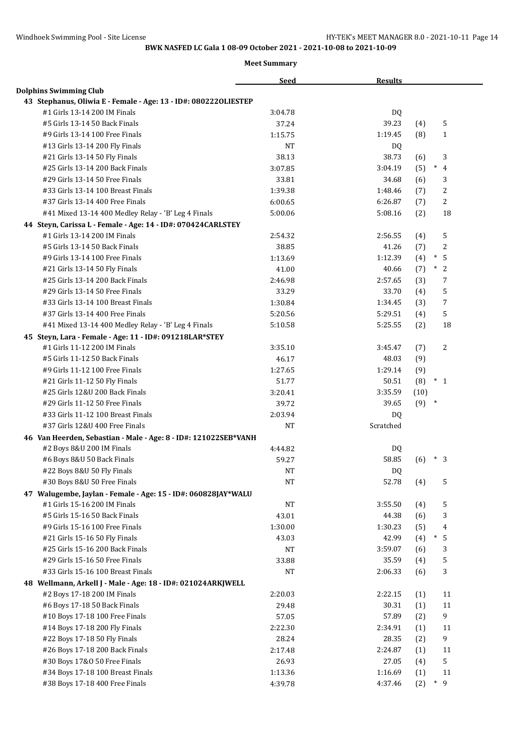BWK NASFED LC Gala 1 08-09 October 2021 - 2021-10-08 to 2021-10-09

**Meet Summary**

| | Seed | Results | | |
|---|---|---|---|---|
| **Dolphins Swimming Club** | | | | |
| **43 Stephanus, Oliwia E - Female - Age: 13 - ID#: 080222OLIESTEP** | | | | |
| #1 Girls 13-14 200 IM Finals | 3:04.78 | DQ | | |
| #5 Girls 13-14 50 Back Finals | 37.24 | 39.23 | (4) | 5 |
| #9 Girls 13-14 100 Free Finals | 1:15.75 | 1:19.45 | (8) | 1 |
| #13 Girls 13-14 200 Fly Finals | NT | DQ | | |
| #21 Girls 13-14 50 Fly Finals | 38.13 | 38.73 | (6) | 3 |
| #25 Girls 13-14 200 Back Finals | 3:07.85 | 3:04.19 | (5) | * 4 |
| #29 Girls 13-14 50 Free Finals | 33.81 | 34.68 | (6) | 3 |
| #33 Girls 13-14 100 Breast Finals | 1:39.38 | 1:48.46 | (7) | 2 |
| #37 Girls 13-14 400 Free Finals | 6:00.65 | 6:26.87 | (7) | 2 |
| #41 Mixed 13-14 400 Medley Relay - 'B' Leg 4 Finals | 5:00.06 | 5:08.16 | (2) | 18 |
| **44 Steyn, Carissa L - Female - Age: 14 - ID#: 070424CARLSTEY** | | | | |
| #1 Girls 13-14 200 IM Finals | 2:54.32 | 2:56.55 | (4) | 5 |
| #5 Girls 13-14 50 Back Finals | 38.85 | 41.26 | (7) | 2 |
| #9 Girls 13-14 100 Free Finals | 1:13.69 | 1:12.39 | (4) | * 5 |
| #21 Girls 13-14 50 Fly Finals | 41.00 | 40.66 | (7) | * 2 |
| #25 Girls 13-14 200 Back Finals | 2:46.98 | 2:57.65 | (3) | 7 |
| #29 Girls 13-14 50 Free Finals | 33.29 | 33.70 | (4) | 5 |
| #33 Girls 13-14 100 Breast Finals | 1:30.84 | 1:34.45 | (3) | 7 |
| #37 Girls 13-14 400 Free Finals | 5:20.56 | 5:29.51 | (4) | 5 |
| #41 Mixed 13-14 400 Medley Relay - 'B' Leg 4 Finals | 5:10.58 | 5:25.55 | (2) | 18 |
| **45 Steyn, Lara - Female - Age: 11 - ID#: 091218LAR*STEY** | | | | |
| #1 Girls 11-12 200 IM Finals | 3:35.10 | 3:45.47 | (7) | 2 |
| #5 Girls 11-12 50 Back Finals | 46.17 | 48.03 | (9) | |
| #9 Girls 11-12 100 Free Finals | 1:27.65 | 1:29.14 | (9) | |
| #21 Girls 11-12 50 Fly Finals | 51.77 | 50.51 | (8) | * 1 |
| #25 Girls 12&U 200 Back Finals | 3:20.41 | 3:35.59 | (10) | |
| #29 Girls 11-12 50 Free Finals | 39.72 | 39.65 | (9) | * |
| #33 Girls 11-12 100 Breast Finals | 2:03.94 | DQ | | |
| #37 Girls 12&U 400 Free Finals | NT | Scratched | | |
| **46 Van Heerden, Sebastian - Male - Age: 8 - ID#: 121022SEB*VANH** | | | | |
| #2 Boys 8&U 200 IM Finals | 4:44.82 | DQ | | |
| #6 Boys 8&U 50 Back Finals | 59.27 | 58.85 | (6) | * 3 |
| #22 Boys 8&U 50 Fly Finals | NT | DQ | | |
| #30 Boys 8&U 50 Free Finals | NT | 52.78 | (4) | 5 |
| **47 Walugembe, Jaylan - Female - Age: 15 - ID#: 060828JAY*WALU** | | | | |
| #1 Girls 15-16 200 IM Finals | NT | 3:55.50 | (4) | 5 |
| #5 Girls 15-16 50 Back Finals | 43.01 | 44.38 | (6) | 3 |
| #9 Girls 15-16 100 Free Finals | 1:30.00 | 1:30.23 | (5) | 4 |
| #21 Girls 15-16 50 Fly Finals | 43.03 | 42.99 | (4) | * 5 |
| #25 Girls 15-16 200 Back Finals | NT | 3:59.07 | (6) | 3 |
| #29 Girls 15-16 50 Free Finals | 33.88 | 35.59 | (4) | 5 |
| #33 Girls 15-16 100 Breast Finals | NT | 2:06.33 | (6) | 3 |
| **48 Wellmann, Arkell J - Male - Age: 18 - ID#: 021024ARKJWELL** | | | | |
| #2 Boys 17-18 200 IM Finals | 2:20.03 | 2:22.15 | (1) | 11 |
| #6 Boys 17-18 50 Back Finals | 29.48 | 30.31 | (1) | 11 |
| #10 Boys 17-18 100 Free Finals | 57.05 | 57.89 | (2) | 9 |
| #14 Boys 17-18 200 Fly Finals | 2:22.30 | 2:34.91 | (1) | 11 |
| #22 Boys 17-18 50 Fly Finals | 28.24 | 28.35 | (2) | 9 |
| #26 Boys 17-18 200 Back Finals | 2:17.48 | 2:24.87 | (1) | 11 |
| #30 Boys 17&O 50 Free Finals | 26.93 | 27.05 | (4) | 5 |
| #34 Boys 17-18 100 Breast Finals | 1:13.36 | 1:16.69 | (1) | 11 |
| #38 Boys 17-18 400 Free Finals | 4:39.78 | 4:37.46 | (2) | * 9 |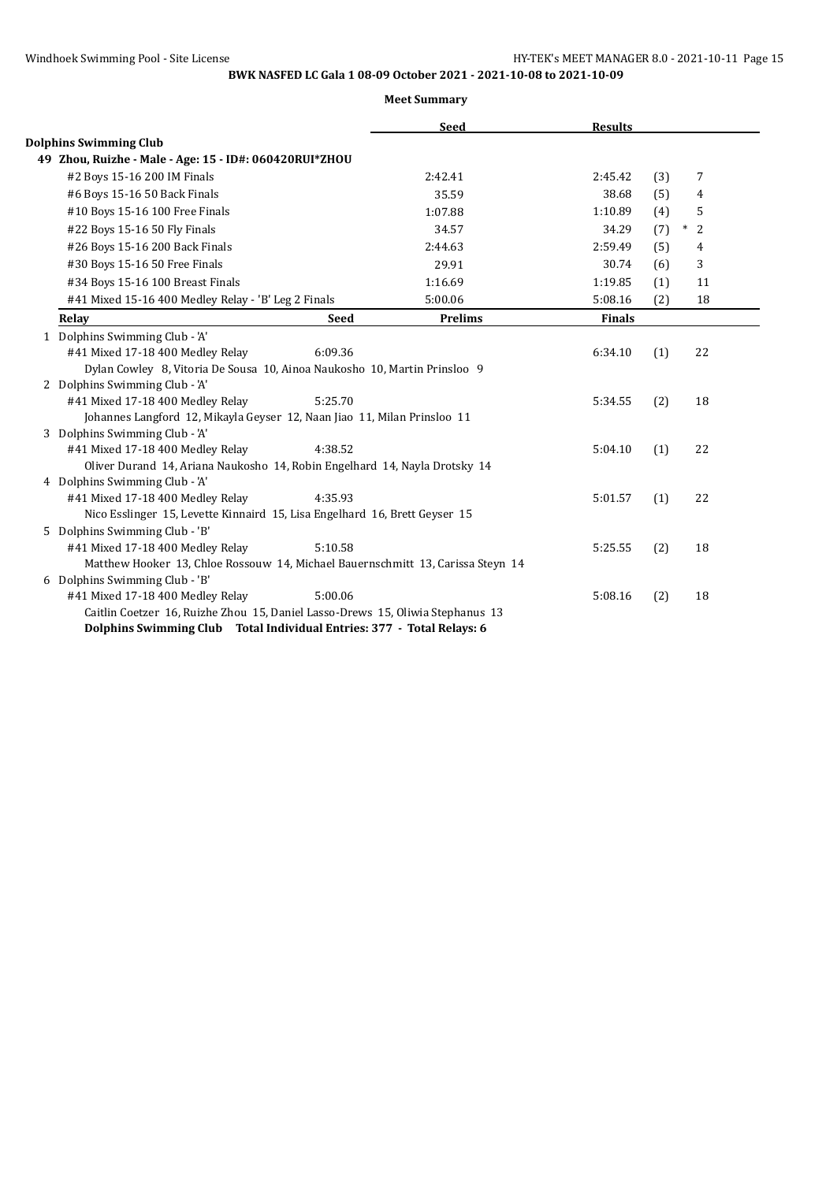**BWK NASFED LC Gala 1 08-09 October 2021 - 2021-10-08 to 2021-10-09**

**Meet Summary**

**Dolphins Swimming Club**

**49 Zhou, Ruizhe - Male - Age: 15 - ID#: 060420RUI*ZHOU**

| Event | Seed | Results | | |
|---|---|---|---|---|
| #2 Boys 15-16 200 IM Finals | 2:42.41 | 2:45.42 | (3) | 7 |
| #6 Boys 15-16 50 Back Finals | 35.59 | 38.68 | (5) | 4 |
| #10 Boys 15-16 100 Free Finals | 1:07.88 | 1:10.89 | (4) | 5 |
| #22 Boys 15-16 50 Fly Finals | 34.57 | 34.29 | (7) | * 2 |
| #26 Boys 15-16 200 Back Finals | 2:44.63 | 2:59.49 | (5) | 4 |
| #30 Boys 15-16 50 Free Finals | 29.91 | 30.74 | (6) | 3 |
| #34 Boys 15-16 100 Breast Finals | 1:16.69 | 1:19.85 | (1) | 11 |
| #41 Mixed 15-16 400 Medley Relay - 'B' Leg 2 Finals | 5:00.06 | 5:08.16 | (2) | 18 |

| Relay | Seed | Prelims | Finals | | |
|---|---|---|---|---|---|
| 1 Dolphins Swimming Club - 'A' | | | | | |
| #41 Mixed 17-18 400 Medley Relay | 6:09.36 | | 6:34.10 | (1) | 22 |
| Dylan Cowley 8, Vitoria De Sousa 10, Ainoa Naukosho 10, Martin Prinsloo 9 | | | | | |
| 2 Dolphins Swimming Club - 'A' | | | | | |
| #41 Mixed 17-18 400 Medley Relay | 5:25.70 | | 5:34.55 | (2) | 18 |
| Johannes Langford 12, Mikayla Geyser 12, Naan Jiao 11, Milan Prinsloo 11 | | | | | |
| 3 Dolphins Swimming Club - 'A' | | | | | |
| #41 Mixed 17-18 400 Medley Relay | 4:38.52 | | 5:04.10 | (1) | 22 |
| Oliver Durand 14, Ariana Naukosho 14, Robin Engelhard 14, Nayla Drotsky 14 | | | | | |
| 4 Dolphins Swimming Club - 'A' | | | | | |
| #41 Mixed 17-18 400 Medley Relay | 4:35.93 | | 5:01.57 | (1) | 22 |
| Nico Esslinger 15, Levette Kinnaird 15, Lisa Engelhard 16, Brett Geyser 15 | | | | | |
| 5 Dolphins Swimming Club - 'B' | | | | | |
| #41 Mixed 17-18 400 Medley Relay | 5:10.58 | | 5:25.55 | (2) | 18 |
| Matthew Hooker 13, Chloe Rossouw 14, Michael Bauernschmitt 13, Carissa Steyn 14 | | | | | |
| 6 Dolphins Swimming Club - 'B' | | | | | |
| #41 Mixed 17-18 400 Medley Relay | 5:00.06 | | 5:08.16 | (2) | 18 |
| Caitlin Coetzer 16, Ruizhe Zhou 15, Daniel Lasso-Drews 15, Oliwia Stephanus 13 | | | | | |

**Dolphins Swimming Club Total Individual Entries: 377 - Total Relays: 6**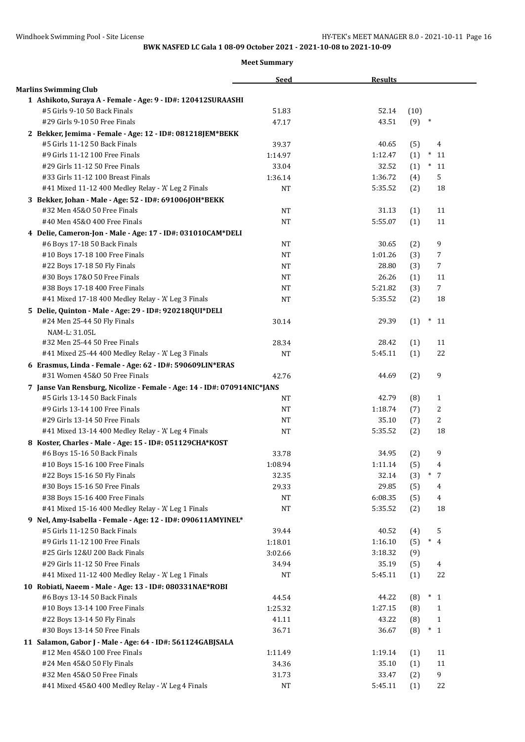BWK NASFED LC Gala 1 08-09 October 2021 - 2021-10-08 to 2021-10-09

**Meet Summary**

| | Seed | Results | | |
|---|---|---|---|---|
| **Marlins Swimming Club** | | | | |
| **1 Ashikoto, Suraya A - Female - Age: 9 - ID#: 120412SURAASHI** | | | | |
| #5 Girls 9-10 50 Back Finals | 51.83 | 52.14 | (10) | |
| #29 Girls 9-10 50 Free Finals | 47.17 | 43.51 | (9) * | |
| **2 Bekker, Jemima - Female - Age: 12 - ID#: 081218JEM*BEKK** | | | | |
| #5 Girls 11-12 50 Back Finals | 39.37 | 40.65 | (5) | 4 |
| #9 Girls 11-12 100 Free Finals | 1:14.97 | 1:12.47 | (1) * | 11 |
| #29 Girls 11-12 50 Free Finals | 33.04 | 32.52 | (1) * | 11 |
| #33 Girls 11-12 100 Breast Finals | 1:36.14 | 1:36.72 | (4) | 5 |
| #41 Mixed 11-12 400 Medley Relay - 'A' Leg 2 Finals | NT | 5:35.52 | (2) | 18 |
| **3 Bekker, Johan - Male - Age: 52 - ID#: 691006JOH*BEKK** | | | | |
| #32 Men 45&O 50 Free Finals | NT | 31.13 | (1) | 11 |
| #40 Men 45&O 400 Free Finals | NT | 5:55.07 | (1) | 11 |
| **4 Delie, Cameron-Jon - Male - Age: 17 - ID#: 031010CAM*DELI** | | | | |
| #6 Boys 17-18 50 Back Finals | NT | 30.65 | (2) | 9 |
| #10 Boys 17-18 100 Free Finals | NT | 1:01.26 | (3) | 7 |
| #22 Boys 17-18 50 Fly Finals | NT | 28.80 | (3) | 7 |
| #30 Boys 17&O 50 Free Finals | NT | 26.26 | (1) | 11 |
| #38 Boys 17-18 400 Free Finals | NT | 5:21.82 | (3) | 7 |
| #41 Mixed 17-18 400 Medley Relay - 'A' Leg 3 Finals | NT | 5:35.52 | (2) | 18 |
| **5 Delie, Quinton - Male - Age: 29 - ID#: 920218QUI*DELI** | | | | |
| #24 Men 25-44 50 Fly Finals | 30.14 | 29.39 | (1) * | 11 |
| NAM-L: 31.05L | | | | |
| #32 Men 25-44 50 Free Finals | 28.34 | 28.42 | (1) | 11 |
| #41 Mixed 25-44 400 Medley Relay - 'A' Leg 3 Finals | NT | 5:45.11 | (1) | 22 |
| **6 Erasmus, Linda - Female - Age: 62 - ID#: 590609LIN*ERAS** | | | | |
| #31 Women 45&O 50 Free Finals | 42.76 | 44.69 | (2) | 9 |
| **7 Janse Van Rensburg, Nicolize - Female - Age: 14 - ID#: 070914NIC*JANS** | | | | |
| #5 Girls 13-14 50 Back Finals | NT | 42.79 | (8) | 1 |
| #9 Girls 13-14 100 Free Finals | NT | 1:18.74 | (7) | 2 |
| #29 Girls 13-14 50 Free Finals | NT | 35.10 | (7) | 2 |
| #41 Mixed 13-14 400 Medley Relay - 'A' Leg 4 Finals | NT | 5:35.52 | (2) | 18 |
| **8 Koster, Charles - Male - Age: 15 - ID#: 051129CHA*KOST** | | | | |
| #6 Boys 15-16 50 Back Finals | 33.78 | 34.95 | (2) | 9 |
| #10 Boys 15-16 100 Free Finals | 1:08.94 | 1:11.14 | (5) | 4 |
| #22 Boys 15-16 50 Fly Finals | 32.35 | 32.14 | (3) * | 7 |
| #30 Boys 15-16 50 Free Finals | 29.33 | 29.85 | (5) | 4 |
| #38 Boys 15-16 400 Free Finals | NT | 6:08.35 | (5) | 4 |
| #41 Mixed 15-16 400 Medley Relay - 'A' Leg 1 Finals | NT | 5:35.52 | (2) | 18 |
| **9 Nel, Amy-Isabella - Female - Age: 12 - ID#: 090611AMYINEL*** | | | | |
| #5 Girls 11-12 50 Back Finals | 39.44 | 40.52 | (4) | 5 |
| #9 Girls 11-12 100 Free Finals | 1:18.01 | 1:16.10 | (5) * | 4 |
| #25 Girls 12&U 200 Back Finals | 3:02.66 | 3:18.32 | (9) | |
| #29 Girls 11-12 50 Free Finals | 34.94 | 35.19 | (5) | 4 |
| #41 Mixed 11-12 400 Medley Relay - 'A' Leg 1 Finals | NT | 5:45.11 | (1) | 22 |
| **10 Robiati, Naeem - Male - Age: 13 - ID#: 080331NAE*ROBI** | | | | |
| #6 Boys 13-14 50 Back Finals | 44.54 | 44.22 | (8) * | 1 |
| #10 Boys 13-14 100 Free Finals | 1:25.32 | 1:27.15 | (8) | 1 |
| #22 Boys 13-14 50 Fly Finals | 41.11 | 43.22 | (8) | 1 |
| #30 Boys 13-14 50 Free Finals | 36.71 | 36.67 | (8) * | 1 |
| **11 Salamon, Gabor J - Male - Age: 64 - ID#: 561124GABJSALA** | | | | |
| #12 Men 45&O 100 Free Finals | 1:11.49 | 1:19.14 | (1) | 11 |
| #24 Men 45&O 50 Fly Finals | 34.36 | 35.10 | (1) | 11 |
| #32 Men 45&O 50 Free Finals | 31.73 | 33.47 | (2) | 9 |
| #41 Mixed 45&O 400 Medley Relay - 'A' Leg 4 Finals | NT | 5:45.11 | (1) | 22 |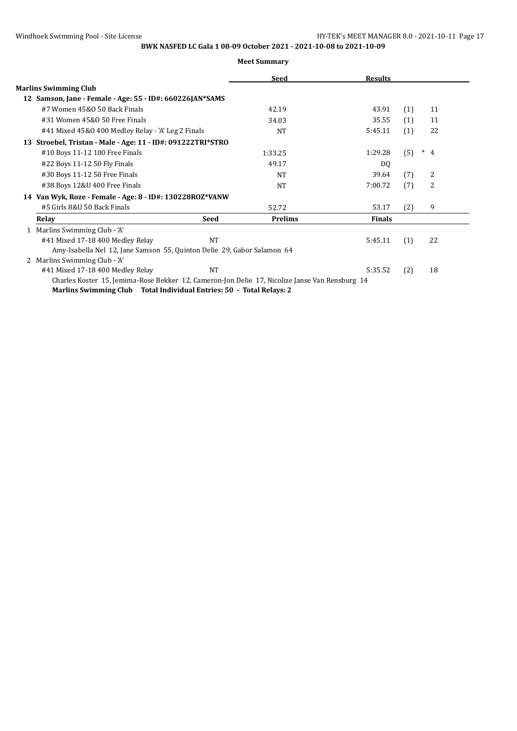**BWK NASFED LC Gala 1 08-09 October 2021 - 2021-10-08 to 2021-10-09**

**Meet Summary**

| | Seed | Results | | |
|---|---|---|---|---|
| **Marlins Swimming Club** | | | | |
| **12 Samson, Jane - Female - Age: 55 - ID#: 660226JAN*SAMS** | | | | |
| #7 Women 45&O 50 Back Finals | 42.19 | 43.91 | (1) | 11 |
| #31 Women 45&O 50 Free Finals | 34.03 | 35.55 | (1) | 11 |
| #41 Mixed 45&O 400 Medley Relay - 'A' Leg 2 Finals | NT | 5:45.11 | (1) | 22 |
| **13 Stroebel, Tristan - Male - Age: 11 - ID#: 091222TRI*STRO** | | | | |
| #10 Boys 11-12 100 Free Finals | 1:33.25 | 1:29.28 | (5) | * 4 |
| #22 Boys 11-12 50 Fly Finals | 49.17 | DQ | | |
| #30 Boys 11-12 50 Free Finals | NT | 39.64 | (7) | 2 |
| #38 Boys 12&U 400 Free Finals | NT | 7:00.72 | (7) | 2 |
| **14 Van Wyk, Roze - Female - Age: 8 - ID#: 130228ROZ*VANW** | | | | |
| #5 Girls 8&U 50 Back Finals | 52.72 | 53.17 | (2) | 9 |

| Relay | Seed | Prelims | Finals | | |
|---|---|---|---|---|---|
| 1 Marlins Swimming Club - 'A' | | | | | |
| #41 Mixed 17-18 400 Medley Relay | NT | | 5:45.11 | (1) | 22 |
| Amy-Isabella Nel 12, Jane Samson 55, Quinton Delie 29, Gabor Salamon 64 | | | | | |
| 2 Marlins Swimming Club - 'A' | | | | | |
| #41 Mixed 17-18 400 Medley Relay | NT | | 5:35.52 | (2) | 18 |
| Charles Koster 15, Jemima-Rose Bekker 12, Cameron-Jon Delie 17, Nicolize Janse Van Rensburg 14 | | | | | |

**Marlins Swimming Club Total Individual Entries: 50 - Total Relays: 2**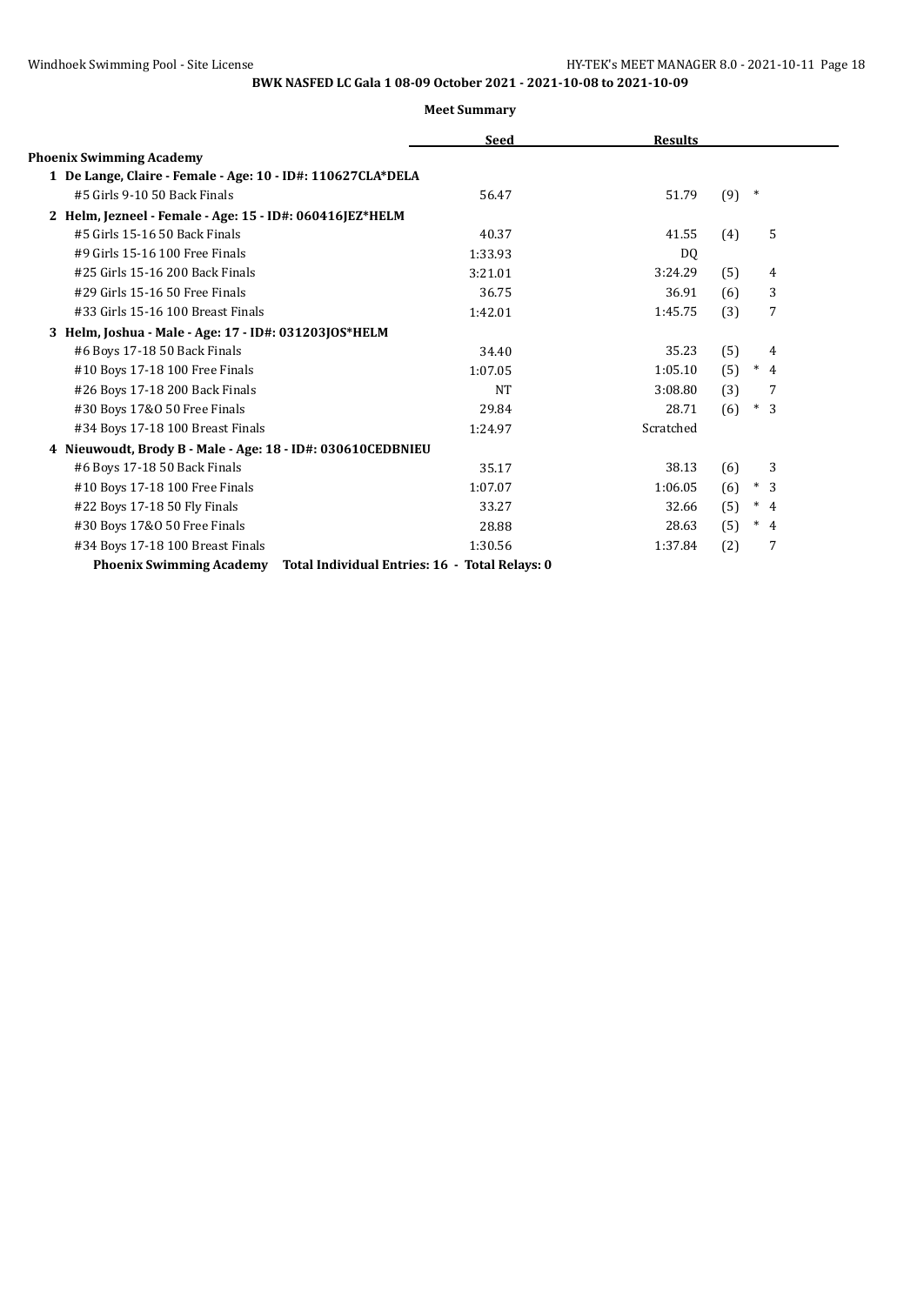**BWK NASFED LC Gala 1 08-09 October 2021 - 2021-10-08 to 2021-10-09**

**Meet Summary**

| | Seed | Results | | |
|---|---|---|---|---|
| **Phoenix Swimming Academy** | | | | |
| **1 De Lange, Claire - Female - Age: 10 - ID#: 110627CLA*DELA** | | | | |
| #5 Girls 9-10 50 Back Finals | 56.47 | 51.79 | (9) | * |
| **2 Helm, Jezneel - Female - Age: 15 - ID#: 060416JEZ*HELM** | | | | |
| #5 Girls 15-16 50 Back Finals | 40.37 | 41.55 | (4) | 5 |
| #9 Girls 15-16 100 Free Finals | 1:33.93 | DQ | | |
| #25 Girls 15-16 200 Back Finals | 3:21.01 | 3:24.29 | (5) | 4 |
| #29 Girls 15-16 50 Free Finals | 36.75 | 36.91 | (6) | 3 |
| #33 Girls 15-16 100 Breast Finals | 1:42.01 | 1:45.75 | (3) | 7 |
| **3 Helm, Joshua - Male - Age: 17 - ID#: 031203JOS*HELM** | | | | |
| #6 Boys 17-18 50 Back Finals | 34.40 | 35.23 | (5) | 4 |
| #10 Boys 17-18 100 Free Finals | 1:07.05 | 1:05.10 | (5) | * 4 |
| #26 Boys 17-18 200 Back Finals | NT | 3:08.80 | (3) | 7 |
| #30 Boys 17&O 50 Free Finals | 29.84 | 28.71 | (6) | * 3 |
| #34 Boys 17-18 100 Breast Finals | 1:24.97 | Scratched | | |
| **4 Nieuwoudt, Brody B - Male - Age: 18 - ID#: 030610CEDBNIEU** | | | | |
| #6 Boys 17-18 50 Back Finals | 35.17 | 38.13 | (6) | 3 |
| #10 Boys 17-18 100 Free Finals | 1:07.07 | 1:06.05 | (6) | * 3 |
| #22 Boys 17-18 50 Fly Finals | 33.27 | 32.66 | (5) | * 4 |
| #30 Boys 17&O 50 Free Finals | 28.88 | 28.63 | (5) | * 4 |
| #34 Boys 17-18 100 Breast Finals | 1:30.56 | 1:37.84 | (2) | 7 |

**Phoenix Swimming Academy Total Individual Entries: 16 - Total Relays: 0**